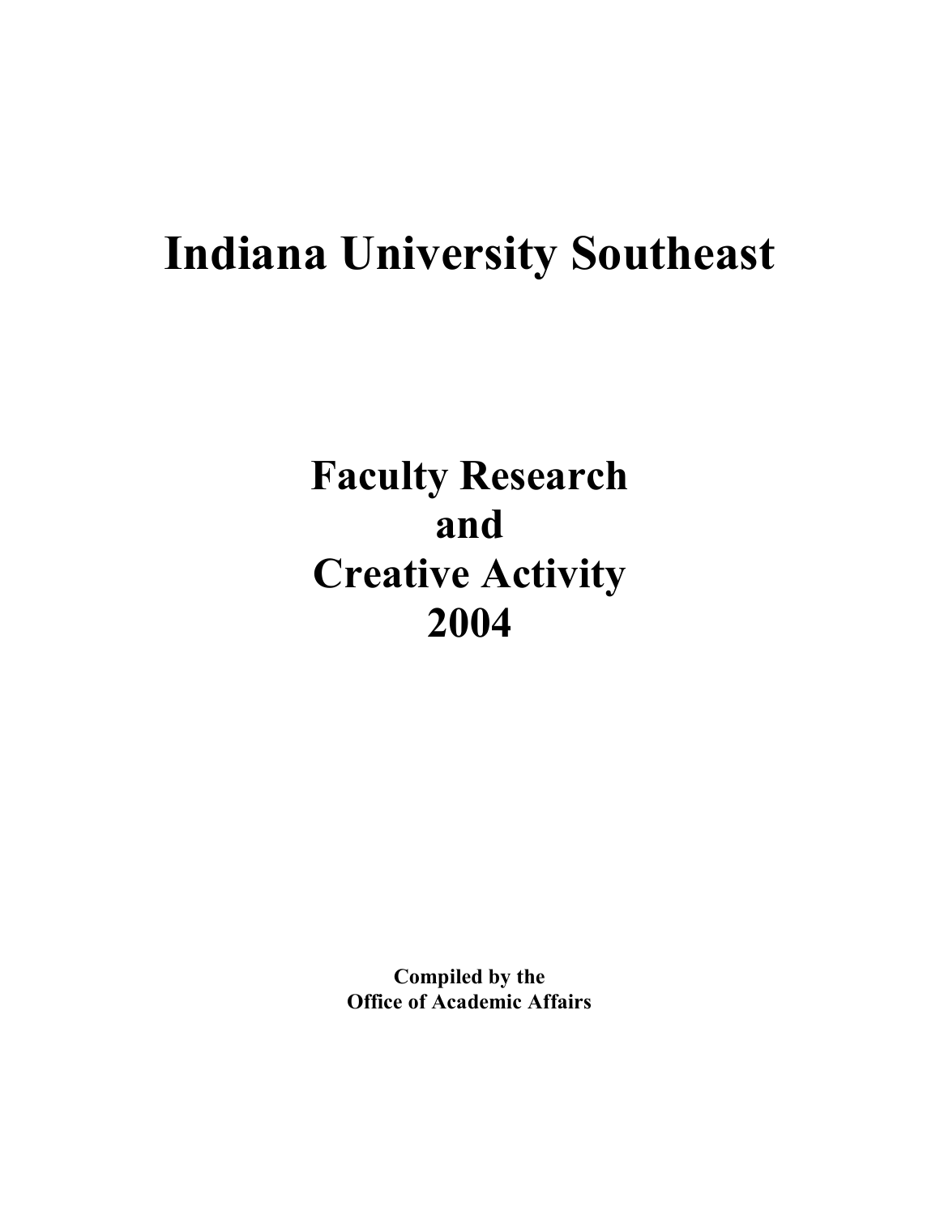# Indiana University Southeast

## Faculty Research and Creative Activity 2004

**Compiled by the Office of Academic Affairs**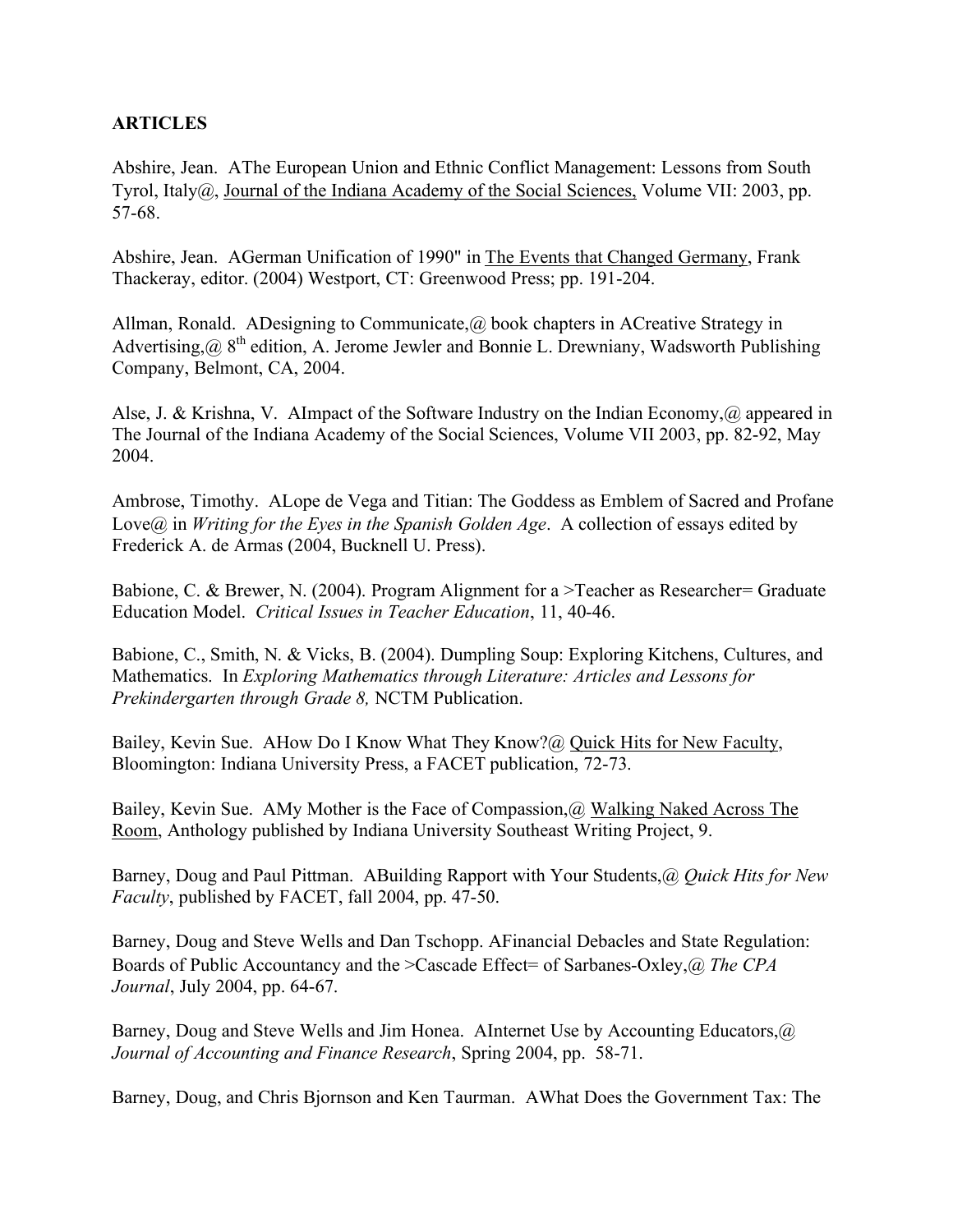**ARTICLES**

Abshire, Jean. AThe European Union and Ethnic Conflict Management: Lessons from South Tyrol, Italy@, Journal of the Indiana Academy of the Social Sciences, Volume VII: 2003, pp. 57-68.

Abshire, Jean. AGerman Unification of 1990" in The Events that Changed Germany, Frank Thackeray, editor. (2004) Westport, CT: Greenwood Press; pp. 191-204.

Allman, Ronald. ADesigning to Communicate,@ book chapters in ACreative Strategy in Advertising,@ 8th edition, A. Jerome Jewler and Bonnie L. Drewniany, Wadsworth Publishing Company, Belmont, CA, 2004.

Alse, J. & Krishna, V. AImpact of the Software Industry on the Indian Economy,@ appeared in The Journal of the Indiana Academy of the Social Sciences, Volume VII 2003, pp. 82-92, May 2004.

Ambrose, Timothy. ALope de Vega and Titian: The Goddess as Emblem of Sacred and Profane Love@ in *Writing for the Eyes in the Spanish Golden Age*. A collection of essays edited by Frederick A. de Armas (2004, Bucknell U. Press).

Babione, C. & Brewer, N. (2004). Program Alignment for a >Teacher as Researcher= Graduate Education Model. *Critical Issues in Teacher Education*, 11, 40-46.

Babione, C., Smith, N. & Vicks, B. (2004). Dumpling Soup: Exploring Kitchens, Cultures, and Mathematics. In *Exploring Mathematics through Literature: Articles and Lessons for Prekindergarten through Grade 8,* NCTM Publication.

Bailey, Kevin Sue. AHow Do I Know What They Know?@ Quick Hits for New Faculty, Bloomington: Indiana University Press, a FACET publication, 72-73.

Bailey, Kevin Sue. AMy Mother is the Face of Compassion,@ Walking Naked Across The Room, Anthology published by Indiana University Southeast Writing Project, 9.

Barney, Doug and Paul Pittman. ABuilding Rapport with Your Students,@ *Quick Hits for New Faculty*, published by FACET, fall 2004, pp. 47-50.

Barney, Doug and Steve Wells and Dan Tschopp. AFinancial Debacles and State Regulation: Boards of Public Accountancy and the >Cascade Effect= of Sarbanes-Oxley,@ *The CPA Journal*, July 2004, pp. 64-67.

Barney, Doug and Steve Wells and Jim Honea. AInternet Use by Accounting Educators,@ *Journal of Accounting and Finance Research*, Spring 2004, pp. 58-71.

Barney, Doug, and Chris Bjornson and Ken Taurman. AWhat Does the Government Tax: The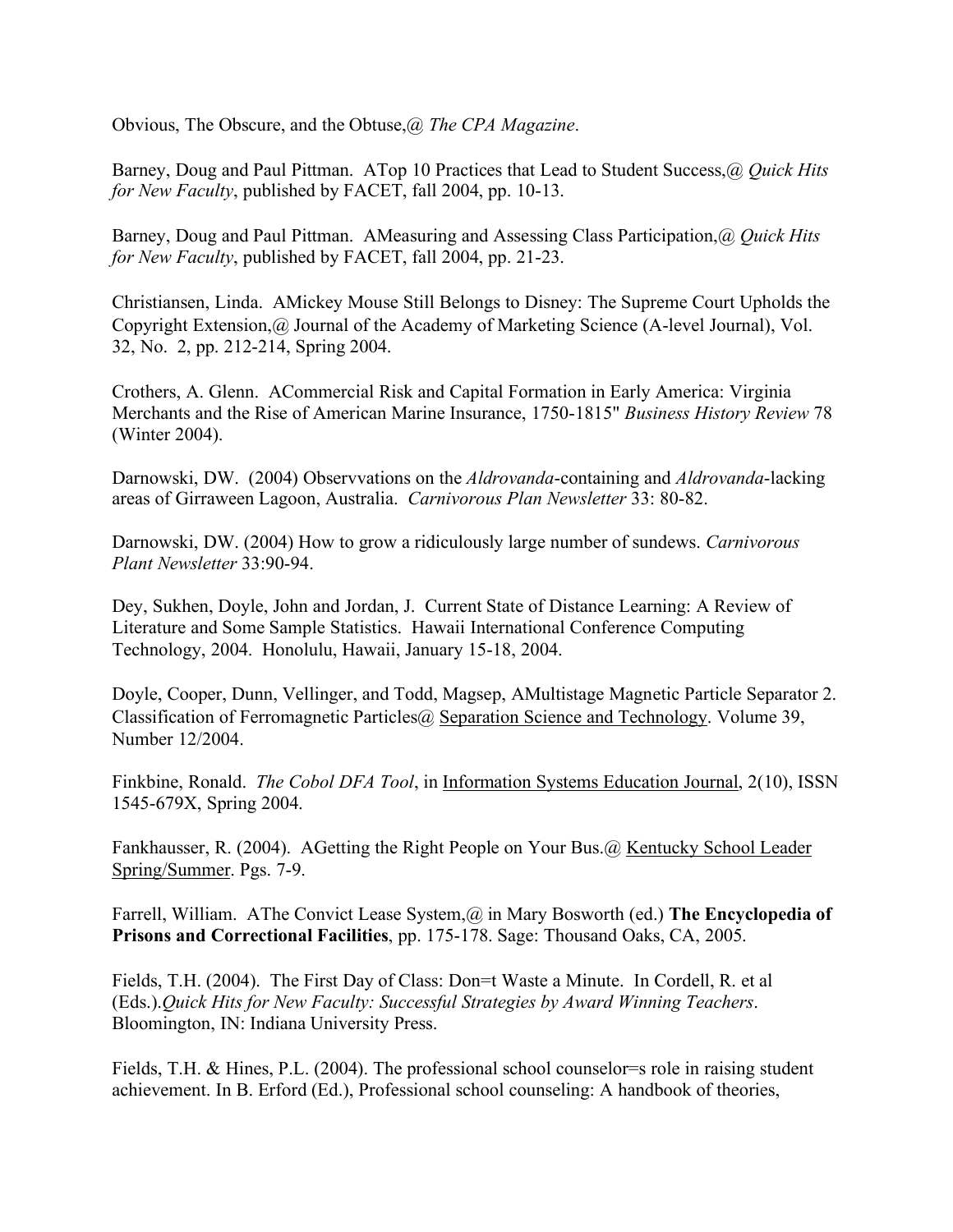Obvious, The Obscure, and the Obtuse,@ *The CPA Magazine*.

Barney, Doug and Paul Pittman. ATop 10 Practices that Lead to Student Success,@ *Quick Hits for New Faculty*, published by FACET, fall 2004, pp. 10-13.

Barney, Doug and Paul Pittman. AMeasuring and Assessing Class Participation,@ *Quick Hits for New Faculty*, published by FACET, fall 2004, pp. 21-23.

Christiansen, Linda. AMickey Mouse Still Belongs to Disney: The Supreme Court Upholds the Copyright Extension,@ Journal of the Academy of Marketing Science (A-level Journal), Vol. 32, No. 2, pp. 212-214, Spring 2004.

Crothers, A. Glenn. ACommercial Risk and Capital Formation in Early America: Virginia Merchants and the Rise of American Marine Insurance, 1750-1815" *Business History Review* 78 (Winter 2004).

Darnowski, DW. (2004) Observvations on the *Aldrovanda*-containing and *Aldrovanda*-lacking areas of Girraween Lagoon, Australia. *Carnivorous Plan Newsletter* 33: 80-82.

Darnowski, DW. (2004) How to grow a ridiculously large number of sundews. *Carnivorous Plant Newsletter* 33:90-94.

Dey, Sukhen, Doyle, John and Jordan, J. Current State of Distance Learning: A Review of Literature and Some Sample Statistics. Hawaii International Conference Computing Technology, 2004. Honolulu, Hawaii, January 15-18, 2004.

Doyle, Cooper, Dunn, Vellinger, and Todd, Magsep, AMultistage Magnetic Particle Separator 2. Classification of Ferromagnetic Particles@ <u>Separation Science and Technology</u>. Volume 39, Number 12/2004.

Finkbine, Ronald. *The Cobol DFA Tool*, in <u>Information Systems Education Journal</u>, 2(10), ISSN 1545-679X, Spring 2004.

Fankhausser, R. (2004). AGetting the Right People on Your Bus.@ <u>Kentucky School Leader Spring/Summer</u>. Pgs. 7-9.

Farrell, William. AThe Convict Lease System,@ in Mary Bosworth (ed.) **The Encyclopedia of Prisons and Correctional Facilities**, pp. 175-178. Sage: Thousand Oaks, CA, 2005.

Fields, T.H. (2004). The First Day of Class: Don=t Waste a Minute. In Cordell, R. et al (Eds.).*Quick Hits for New Faculty: Successful Strategies by Award Winning Teachers*. Bloomington, IN: Indiana University Press.

Fields, T.H. & Hines, P.L. (2004). The professional school counselor=s role in raising student achievement. In B. Erford (Ed.), Professional school counseling: A handbook of theories,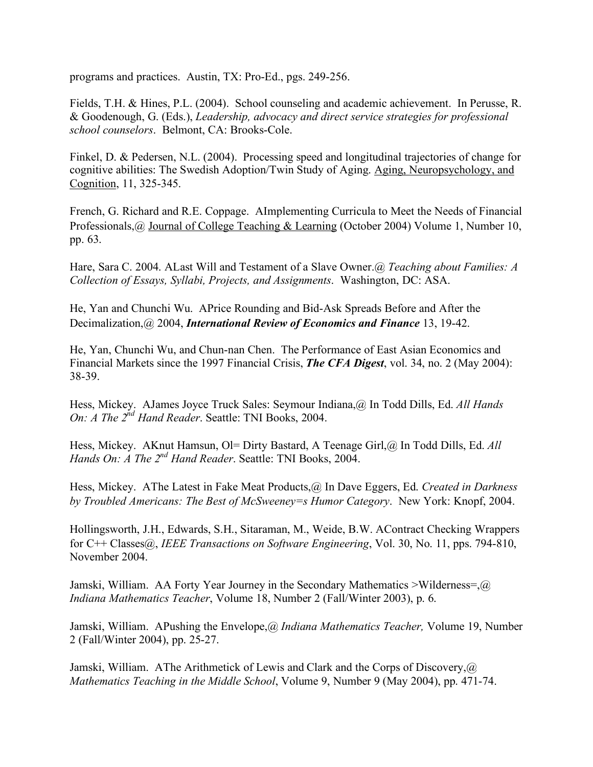programs and practices. Austin, TX: Pro-Ed., pgs. 249-256.

Fields, T.H. & Hines, P.L. (2004). School counseling and academic achievement. In Perusse, R. & Goodenough, G. (Eds.), *Leadership, advocacy and direct service strategies for professional school counselors*. Belmont, CA: Brooks-Cole.

Finkel, D. & Pedersen, N.L. (2004). Processing speed and longitudinal trajectories of change for cognitive abilities: The Swedish Adoption/Twin Study of Aging. Aging, Neuropsychology, and Cognition, 11, 325-345.

French, G. Richard and R.E. Coppage. AImplementing Curricula to Meet the Needs of Financial Professionals,@ Journal of College Teaching & Learning (October 2004) Volume 1, Number 10, pp. 63.

Hare, Sara C. 2004. ALast Will and Testament of a Slave Owner.@ *Teaching about Families: A Collection of Essays, Syllabi, Projects, and Assignments*. Washington, DC: ASA.

He, Yan and Chunchi Wu. APrice Rounding and Bid-Ask Spreads Before and After the Decimalization,@ 2004, ***International Review of Economics and Finance*** 13, 19-42.

He, Yan, Chunchi Wu, and Chun-nan Chen. The Performance of East Asian Economics and Financial Markets since the 1997 Financial Crisis, ***The CFA Digest***, vol. 34, no. 2 (May 2004): 38-39.

Hess, Mickey. AJames Joyce Truck Sales: Seymour Indiana,@ In Todd Dills, Ed. *All Hands On: A The 2nd Hand Reader*. Seattle: TNI Books, 2004.

Hess, Mickey. AKnut Hamsun, Ol= Dirty Bastard, A Teenage Girl,@ In Todd Dills, Ed. *All Hands On: A The 2nd Hand Reader*. Seattle: TNI Books, 2004.

Hess, Mickey. AThe Latest in Fake Meat Products,@ In Dave Eggers, Ed. *Created in Darkness by Troubled Americans: The Best of McSweeney=s Humor Category*. New York: Knopf, 2004.

Hollingsworth, J.H., Edwards, S.H., Sitaraman, M., Weide, B.W. AContract Checking Wrappers for C++ Classes@, *IEEE Transactions on Software Engineering*, Vol. 30, No. 11, pps. 794-810, November 2004.

Jamski, William. AA Forty Year Journey in the Secondary Mathematics >Wilderness=,@ *Indiana Mathematics Teacher*, Volume 18, Number 2 (Fall/Winter 2003), p. 6.

Jamski, William. APushing the Envelope,@ *Indiana Mathematics Teacher,* Volume 19, Number 2 (Fall/Winter 2004), pp. 25-27.

Jamski, William. AThe Arithmetick of Lewis and Clark and the Corps of Discovery,@ *Mathematics Teaching in the Middle School*, Volume 9, Number 9 (May 2004), pp. 471-74.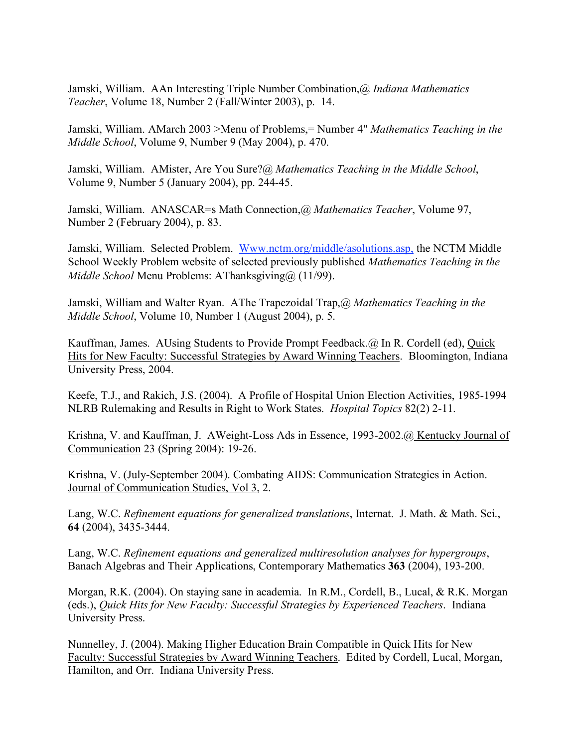Jamski, William. AAn Interesting Triple Number Combination,@ *Indiana Mathematics Teacher*, Volume 18, Number 2 (Fall/Winter 2003), p. 14.

Jamski, William. AMarch 2003 >Menu of Problems,= Number 4" *Mathematics Teaching in the Middle School*, Volume 9, Number 9 (May 2004), p. 470.

Jamski, William. AMister, Are You Sure?@ *Mathematics Teaching in the Middle School*, Volume 9, Number 5 (January 2004), pp. 244-45.

Jamski, William. ANASCAR=s Math Connection,@ *Mathematics Teacher*, Volume 97, Number 2 (February 2004), p. 83.

Jamski, William. Selected Problem. Www.nctm.org/middle/asolutions.asp, the NCTM Middle School Weekly Problem website of selected previously published *Mathematics Teaching in the Middle School* Menu Problems: AThanksgiving@ (11/99).

Jamski, William and Walter Ryan. AThe Trapezoidal Trap,@ *Mathematics Teaching in the Middle School*, Volume 10, Number 1 (August 2004), p. 5.

Kauffman, James. AUsing Students to Provide Prompt Feedback.@ In R. Cordell (ed), Quick Hits for New Faculty: Successful Strategies by Award Winning Teachers. Bloomington, Indiana University Press, 2004.

Keefe, T.J., and Rakich, J.S. (2004). A Profile of Hospital Union Election Activities, 1985-1994 NLRB Rulemaking and Results in Right to Work States. *Hospital Topics* 82(2) 2-11.

Krishna, V. and Kauffman, J. AWeight-Loss Ads in Essence, 1993-2002.@ Kentucky Journal of Communication 23 (Spring 2004): 19-26.

Krishna, V. (July-September 2004). Combating AIDS: Communication Strategies in Action. Journal of Communication Studies, Vol 3, 2.

Lang, W.C. *Refinement equations for generalized translations*, Internat. J. Math. & Math. Sci., **64** (2004), 3435-3444.

Lang, W.C. *Refinement equations and generalized multiresolution analyses for hypergroups*, Banach Algebras and Their Applications, Contemporary Mathematics **363** (2004), 193-200.

Morgan, R.K. (2004). On staying sane in academia. In R.M., Cordell, B., Lucal, & R.K. Morgan (eds.), *Quick Hits for New Faculty: Successful Strategies by Experienced Teachers*. Indiana University Press.

Nunnelley, J. (2004). Making Higher Education Brain Compatible in Quick Hits for New Faculty: Successful Strategies by Award Winning Teachers. Edited by Cordell, Lucal, Morgan, Hamilton, and Orr. Indiana University Press.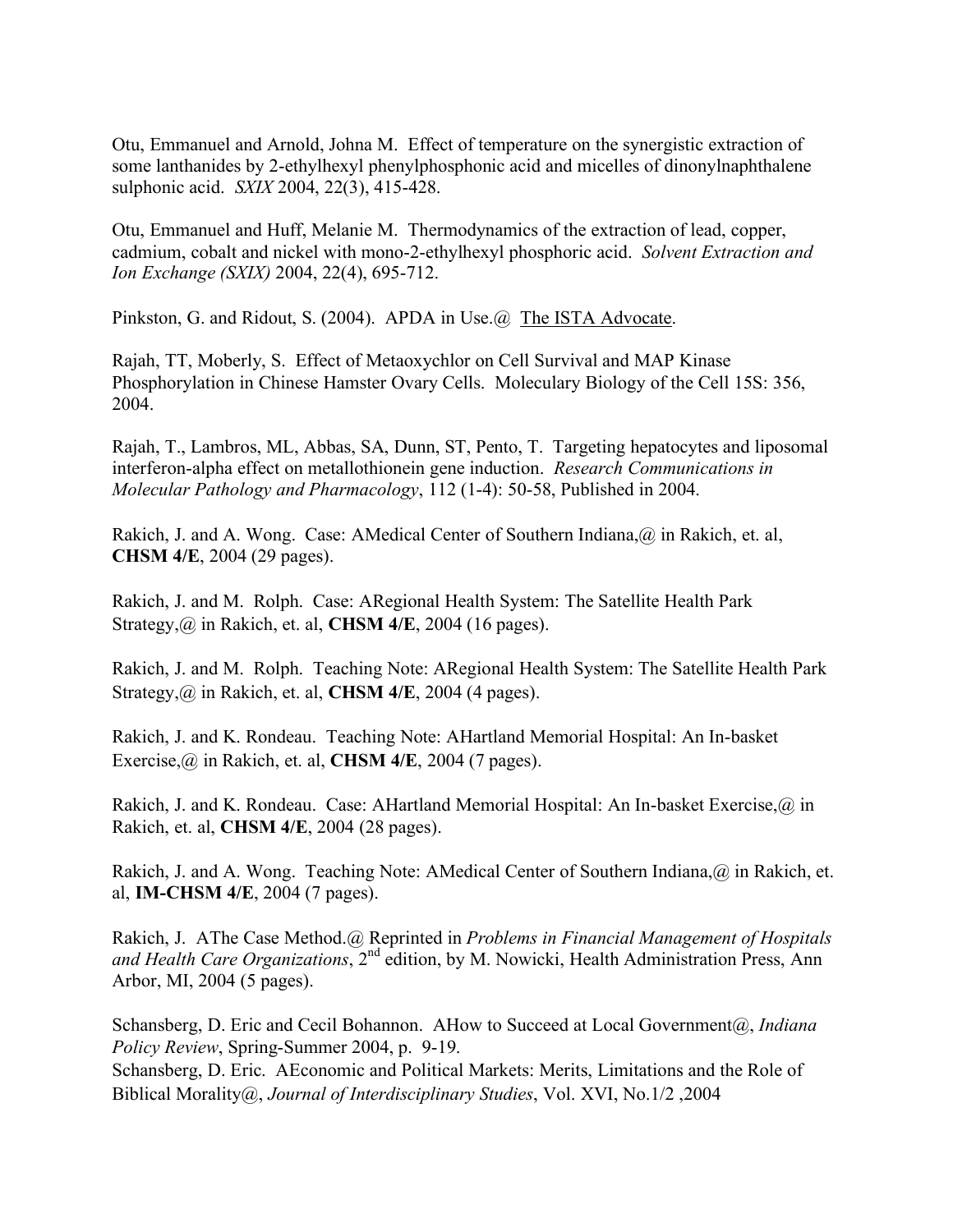Otu, Emmanuel and Arnold, Johna M. Effect of temperature on the synergistic extraction of some lanthanides by 2-ethylhexyl phenylphosphonic acid and micelles of dinonylnaphthalene sulphonic acid. *SXIX* 2004, 22(3), 415-428.

Otu, Emmanuel and Huff, Melanie M. Thermodynamics of the extraction of lead, copper, cadmium, cobalt and nickel with mono-2-ethylhexyl phosphoric acid. *Solvent Extraction and Ion Exchange (SXIX)* 2004, 22(4), 695-712.

Pinkston, G. and Ridout, S. (2004). APDA in Use.@ The ISTA Advocate.

Rajah, TT, Moberly, S. Effect of Metaoxychlor on Cell Survival and MAP Kinase Phosphorylation in Chinese Hamster Ovary Cells. Moleculary Biology of the Cell 15S: 356, 2004.

Rajah, T., Lambros, ML, Abbas, SA, Dunn, ST, Pento, T. Targeting hepatocytes and liposomal interferon-alpha effect on metallothionein gene induction. *Research Communications in Molecular Pathology and Pharmacology*, 112 (1-4): 50-58, Published in 2004.

Rakich, J. and A. Wong. Case: AMedical Center of Southern Indiana,@ in Rakich, et. al, **CHSM 4/E**, 2004 (29 pages).

Rakich, J. and M. Rolph. Case: ARegional Health System: The Satellite Health Park Strategy,@ in Rakich, et. al, **CHSM 4/E**, 2004 (16 pages).

Rakich, J. and M. Rolph. Teaching Note: ARegional Health System: The Satellite Health Park Strategy,@ in Rakich, et. al, **CHSM 4/E**, 2004 (4 pages).

Rakich, J. and K. Rondeau. Teaching Note: AHartland Memorial Hospital: An In-basket Exercise,@ in Rakich, et. al, **CHSM 4/E**, 2004 (7 pages).

Rakich, J. and K. Rondeau. Case: AHartland Memorial Hospital: An In-basket Exercise,@ in Rakich, et. al, **CHSM 4/E**, 2004 (28 pages).

Rakich, J. and A. Wong. Teaching Note: AMedical Center of Southern Indiana,@ in Rakich, et. al, **IM-CHSM 4/E**, 2004 (7 pages).

Rakich, J. AThe Case Method.@ Reprinted in *Problems in Financial Management of Hospitals and Health Care Organizations*, 2nd edition, by M. Nowicki, Health Administration Press, Ann Arbor, MI, 2004 (5 pages).

Schansberg, D. Eric and Cecil Bohannon. AHow to Succeed at Local Government@, *Indiana Policy Review*, Spring-Summer 2004, p. 9-19.

Schansberg, D. Eric. AEconomic and Political Markets: Merits, Limitations and the Role of Biblical Morality@, *Journal of Interdisciplinary Studies*, Vol. XVI, No.1/2 ,2004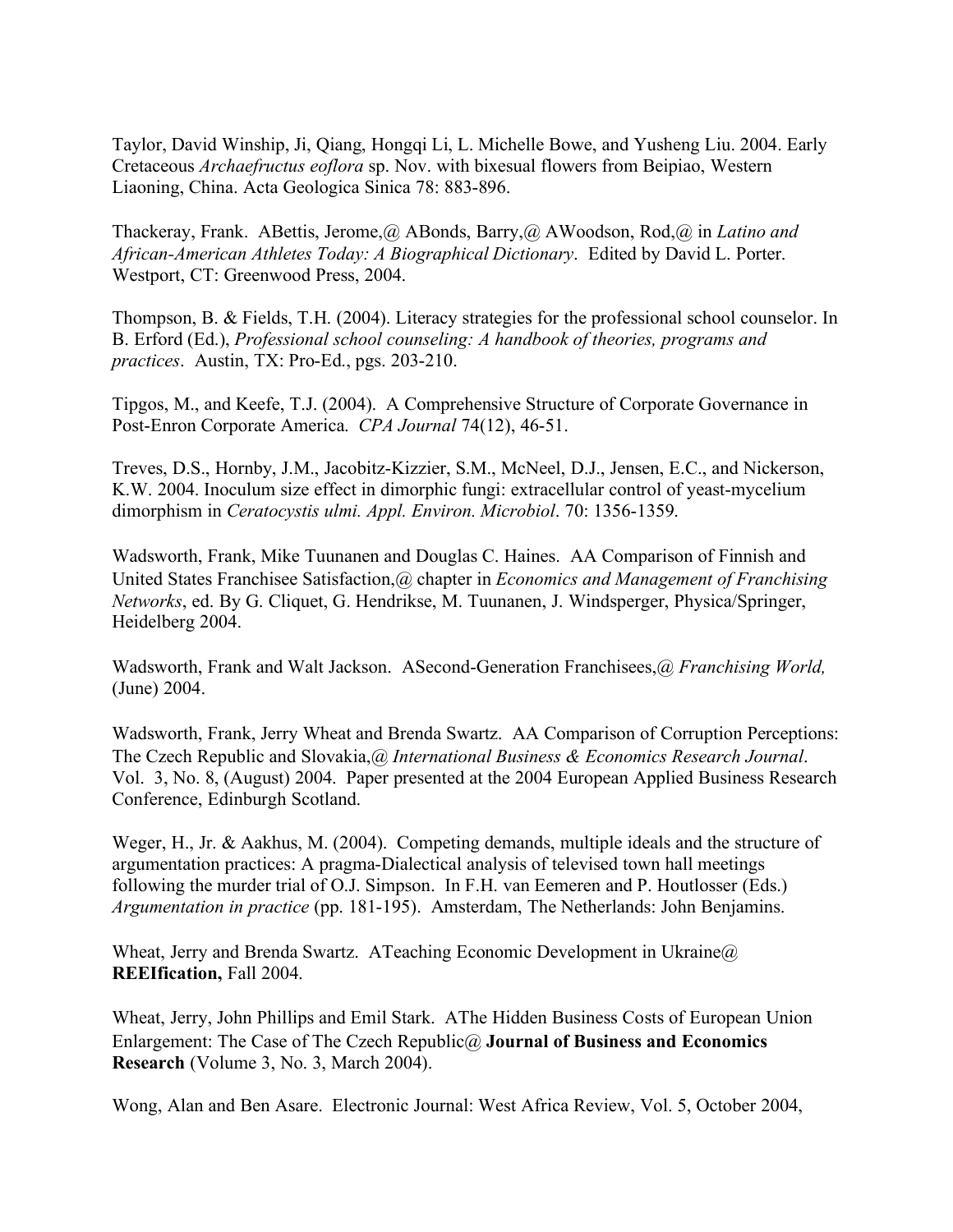Taylor, David Winship, Ji, Qiang, Hongqi Li, L. Michelle Bowe, and Yusheng Liu. 2004. Early Cretaceous *Archaefructus eoflora* sp. Nov. with bixesual flowers from Beipiao, Western Liaoning, China. Acta Geologica Sinica 78: 883-896.

Thackeray, Frank. ABettis, Jerome,@ ABonds, Barry,@ AWoodson, Rod,@ in *Latino and African-American Athletes Today: A Biographical Dictionary*. Edited by David L. Porter. Westport, CT: Greenwood Press, 2004.

Thompson, B. & Fields, T.H. (2004). Literacy strategies for the professional school counselor. In B. Erford (Ed.), *Professional school counseling: A handbook of theories, programs and practices*. Austin, TX: Pro-Ed., pgs. 203-210.

Tipgos, M., and Keefe, T.J. (2004). A Comprehensive Structure of Corporate Governance in Post-Enron Corporate America. *CPA Journal* 74(12), 46-51.

Treves, D.S., Hornby, J.M., Jacobitz-Kizzier, S.M., McNeel, D.J., Jensen, E.C., and Nickerson, K.W. 2004. Inoculum size effect in dimorphic fungi: extracellular control of yeast-mycelium dimorphism in *Ceratocystis ulmi. Appl. Environ. Microbiol*. 70: 1356-1359.

Wadsworth, Frank, Mike Tuunanen and Douglas C. Haines. AA Comparison of Finnish and United States Franchisee Satisfaction,@ chapter in *Economics and Management of Franchising Networks*, ed. By G. Cliquet, G. Hendrikse, M. Tuunanen, J. Windsperger, Physica/Springer, Heidelberg 2004.

Wadsworth, Frank and Walt Jackson. ASecond-Generation Franchisees,@ *Franchising World,* (June) 2004.

Wadsworth, Frank, Jerry Wheat and Brenda Swartz. AA Comparison of Corruption Perceptions: The Czech Republic and Slovakia,@ *International Business & Economics Research Journal*. Vol. 3, No. 8, (August) 2004. Paper presented at the 2004 European Applied Business Research Conference, Edinburgh Scotland.

Weger, H., Jr. & Aakhus, M. (2004). Competing demands, multiple ideals and the structure of argumentation practices: A pragma-Dialectical analysis of televised town hall meetings following the murder trial of O.J. Simpson. In F.H. van Eemeren and P. Houtlosser (Eds.) *Argumentation in practice* (pp. 181-195). Amsterdam, The Netherlands: John Benjamins.

Wheat, Jerry and Brenda Swartz. ATeaching Economic Development in Ukraine@ **REEIfication,** Fall 2004.

Wheat, Jerry, John Phillips and Emil Stark. AThe Hidden Business Costs of European Union Enlargement: The Case of The Czech Republic@ **Journal of Business and Economics Research** (Volume 3, No. 3, March 2004).

Wong, Alan and Ben Asare. Electronic Journal: West Africa Review, Vol. 5, October 2004,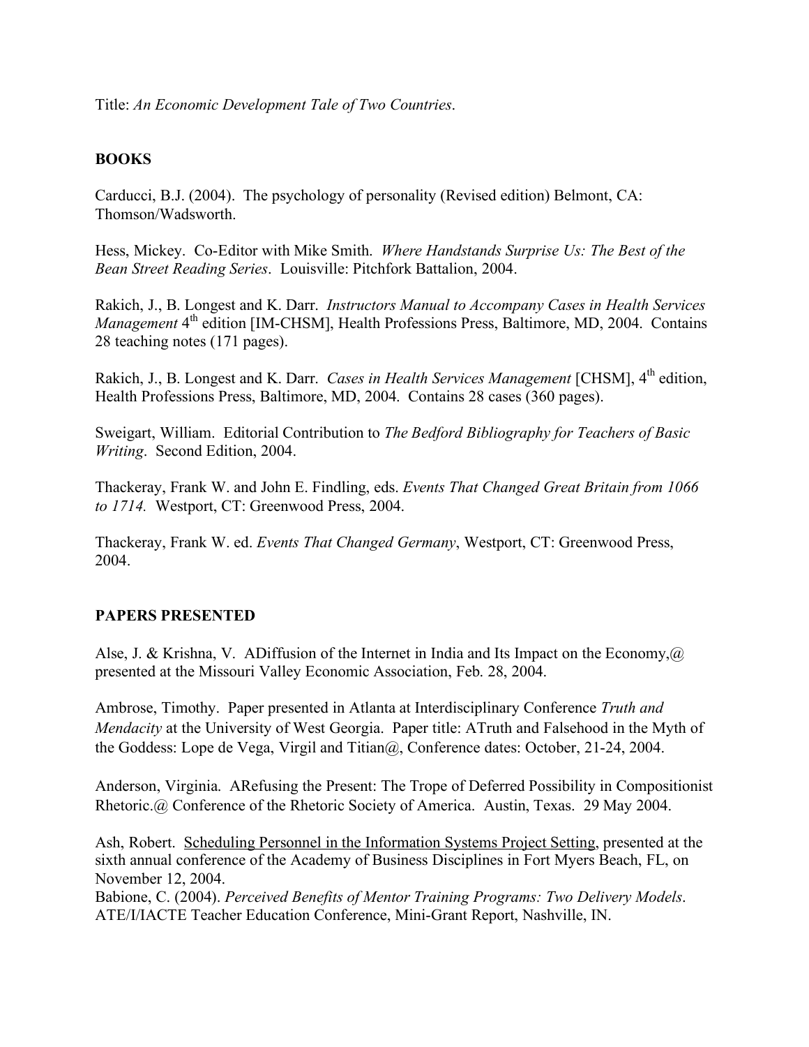Title: *An Economic Development Tale of Two Countries*.

**BOOKS**

Carducci, B.J. (2004). The psychology of personality (Revised edition) Belmont, CA: Thomson/Wadsworth.

Hess, Mickey. Co-Editor with Mike Smith. *Where Handstands Surprise Us: The Best of the Bean Street Reading Series*. Louisville: Pitchfork Battalion, 2004.

Rakich, J., B. Longest and K. Darr. *Instructors Manual to Accompany Cases in Health Services Management* 4th edition [IM-CHSM], Health Professions Press, Baltimore, MD, 2004. Contains 28 teaching notes (171 pages).

Rakich, J., B. Longest and K. Darr. *Cases in Health Services Management* [CHSM], 4th edition, Health Professions Press, Baltimore, MD, 2004. Contains 28 cases (360 pages).

Sweigart, William. Editorial Contribution to *The Bedford Bibliography for Teachers of Basic Writing*. Second Edition, 2004.

Thackeray, Frank W. and John E. Findling, eds. *Events That Changed Great Britain from 1066 to 1714.* Westport, CT: Greenwood Press, 2004.

Thackeray, Frank W. ed. *Events That Changed Germany*, Westport, CT: Greenwood Press, 2004.

**PAPERS PRESENTED**

Alse, J. & Krishna, V. ADiffusion of the Internet in India and Its Impact on the Economy,@ presented at the Missouri Valley Economic Association, Feb. 28, 2004.

Ambrose, Timothy. Paper presented in Atlanta at Interdisciplinary Conference *Truth and Mendacity* at the University of West Georgia. Paper title: ATruth and Falsehood in the Myth of the Goddess: Lope de Vega, Virgil and Titian@, Conference dates: October, 21-24, 2004.

Anderson, Virginia. ARefusing the Present: The Trope of Deferred Possibility in Compositionist Rhetoric.@ Conference of the Rhetoric Society of America. Austin, Texas. 29 May 2004.

Ash, Robert. <u>Scheduling Personnel in the Information Systems Project Setting</u>, presented at the sixth annual conference of the Academy of Business Disciplines in Fort Myers Beach, FL, on November 12, 2004.

Babione, C. (2004). *Perceived Benefits of Mentor Training Programs: Two Delivery Models*. ATE/I/IACTE Teacher Education Conference, Mini-Grant Report, Nashville, IN.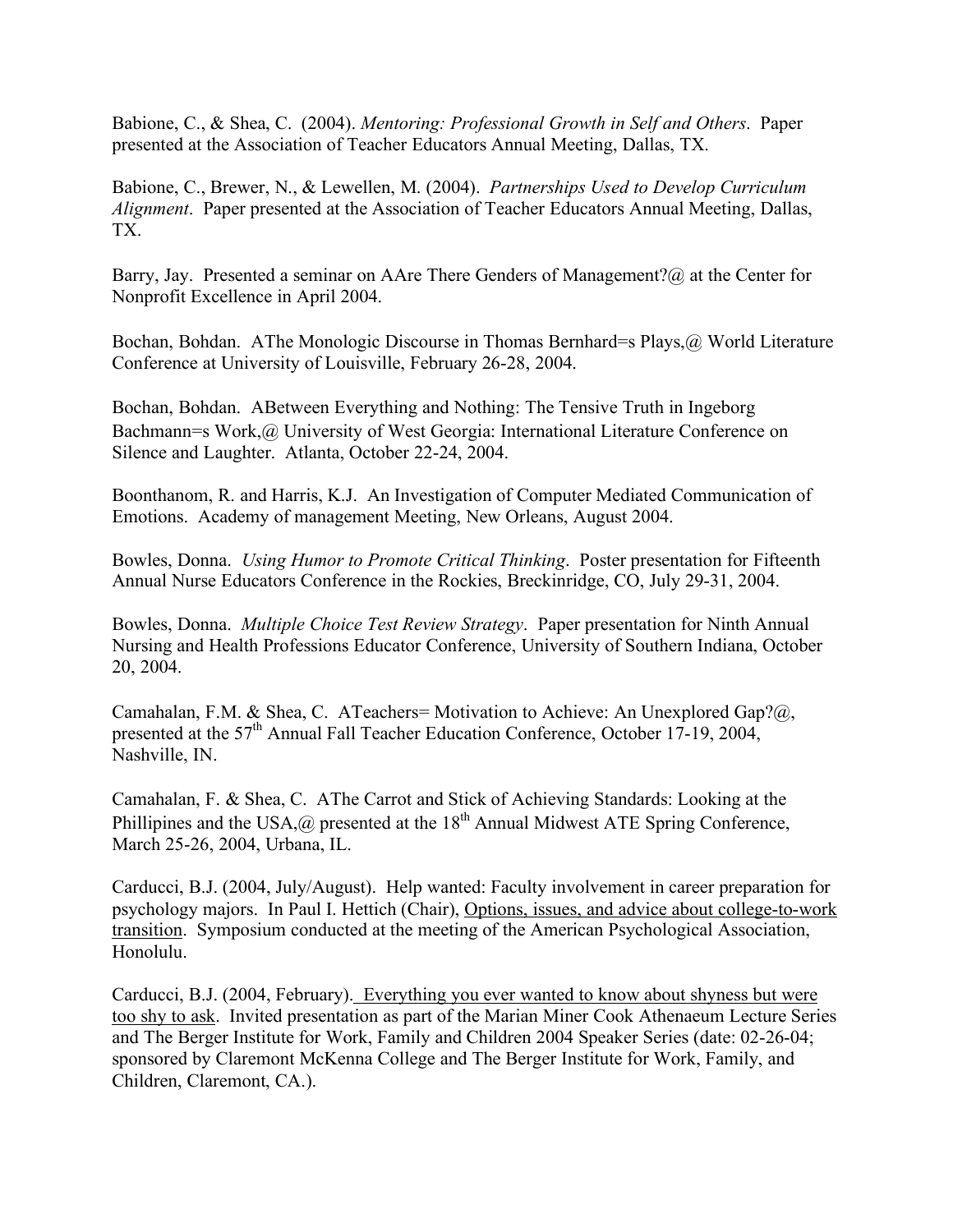Babione, C., & Shea, C. (2004). *Mentoring: Professional Growth in Self and Others*. Paper presented at the Association of Teacher Educators Annual Meeting, Dallas, TX.

Babione, C., Brewer, N., & Lewellen, M. (2004). *Partnerships Used to Develop Curriculum Alignment*. Paper presented at the Association of Teacher Educators Annual Meeting, Dallas, TX.

Barry, Jay. Presented a seminar on AAre There Genders of Management?@ at the Center for Nonprofit Excellence in April 2004.

Bochan, Bohdan. AThe Monologic Discourse in Thomas Bernhard=s Plays,@ World Literature Conference at University of Louisville, February 26-28, 2004.

Bochan, Bohdan. ABetween Everything and Nothing: The Tensive Truth in Ingeborg Bachmann=s Work,@ University of West Georgia: International Literature Conference on Silence and Laughter. Atlanta, October 22-24, 2004.

Boonthanom, R. and Harris, K.J. An Investigation of Computer Mediated Communication of Emotions. Academy of management Meeting, New Orleans, August 2004.

Bowles, Donna. *Using Humor to Promote Critical Thinking*. Poster presentation for Fifteenth Annual Nurse Educators Conference in the Rockies, Breckinridge, CO, July 29-31, 2004.

Bowles, Donna. *Multiple Choice Test Review Strategy*. Paper presentation for Ninth Annual Nursing and Health Professions Educator Conference, University of Southern Indiana, October 20, 2004.

Camahalan, F.M. & Shea, C. ATeachers= Motivation to Achieve: An Unexplored Gap?@, presented at the 57th Annual Fall Teacher Education Conference, October 17-19, 2004, Nashville, IN.

Camahalan, F. & Shea, C. AThe Carrot and Stick of Achieving Standards: Looking at the Phillipines and the USA,@ presented at the 18th Annual Midwest ATE Spring Conference, March 25-26, 2004, Urbana, IL.

Carducci, B.J. (2004, July/August). Help wanted: Faculty involvement in career preparation for psychology majors. In Paul I. Hettich (Chair), Options, issues, and advice about college-to-work transition. Symposium conducted at the meeting of the American Psychological Association, Honolulu.

Carducci, B.J. (2004, February). Everything you ever wanted to know about shyness but were too shy to ask. Invited presentation as part of the Marian Miner Cook Athenaeum Lecture Series and The Berger Institute for Work, Family and Children 2004 Speaker Series (date: 02-26-04; sponsored by Claremont McKenna College and The Berger Institute for Work, Family, and Children, Claremont, CA.).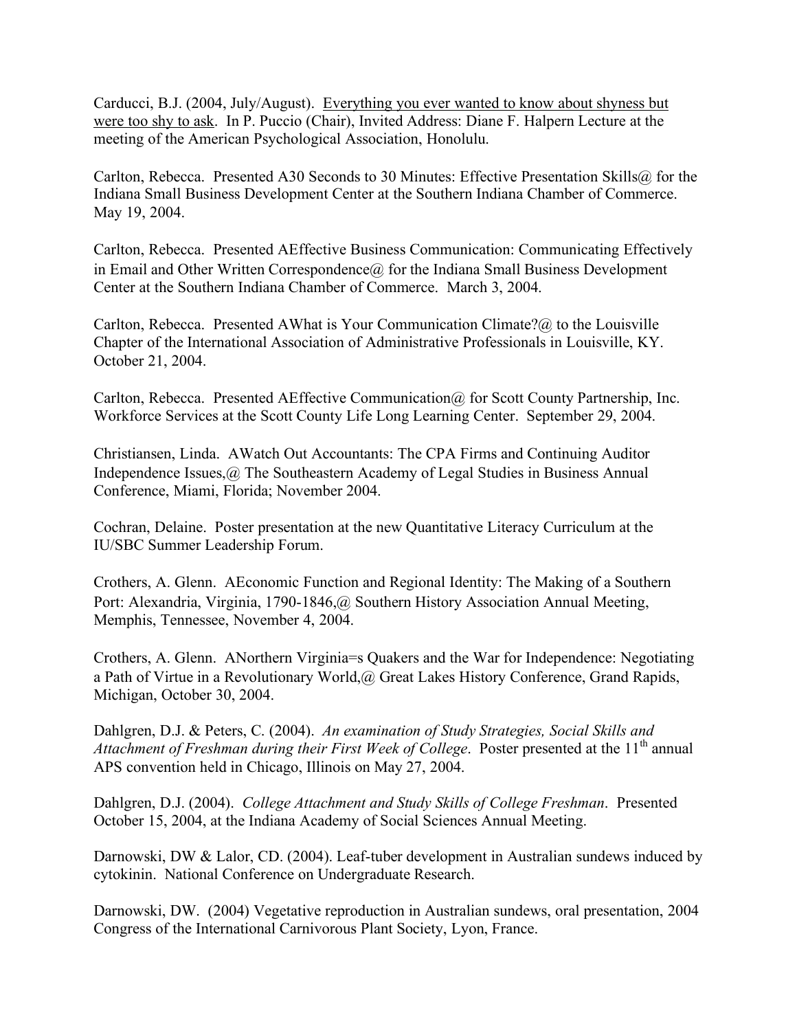Carducci, B.J. (2004, July/August). Everything you ever wanted to know about shyness but were too shy to ask. In P. Puccio (Chair), Invited Address: Diane F. Halpern Lecture at the meeting of the American Psychological Association, Honolulu.

Carlton, Rebecca. Presented A30 Seconds to 30 Minutes: Effective Presentation Skills@ for the Indiana Small Business Development Center at the Southern Indiana Chamber of Commerce. May 19, 2004.

Carlton, Rebecca. Presented AEffective Business Communication: Communicating Effectively in Email and Other Written Correspondence@ for the Indiana Small Business Development Center at the Southern Indiana Chamber of Commerce. March 3, 2004.

Carlton, Rebecca. Presented AWhat is Your Communication Climate?@ to the Louisville Chapter of the International Association of Administrative Professionals in Louisville, KY. October 21, 2004.

Carlton, Rebecca. Presented AEffective Communication@ for Scott County Partnership, Inc. Workforce Services at the Scott County Life Long Learning Center. September 29, 2004.

Christiansen, Linda. AWatch Out Accountants: The CPA Firms and Continuing Auditor Independence Issues,@ The Southeastern Academy of Legal Studies in Business Annual Conference, Miami, Florida; November 2004.

Cochran, Delaine. Poster presentation at the new Quantitative Literacy Curriculum at the IU/SBC Summer Leadership Forum.

Crothers, A. Glenn. AEconomic Function and Regional Identity: The Making of a Southern Port: Alexandria, Virginia, 1790-1846,@ Southern History Association Annual Meeting, Memphis, Tennessee, November 4, 2004.

Crothers, A. Glenn. ANorthern Virginia=s Quakers and the War for Independence: Negotiating a Path of Virtue in a Revolutionary World,@ Great Lakes History Conference, Grand Rapids, Michigan, October 30, 2004.

Dahlgren, D.J. & Peters, C. (2004). *An examination of Study Strategies, Social Skills and Attachment of Freshman during their First Week of College*. Poster presented at the 11th annual APS convention held in Chicago, Illinois on May 27, 2004.

Dahlgren, D.J. (2004). *College Attachment and Study Skills of College Freshman*. Presented October 15, 2004, at the Indiana Academy of Social Sciences Annual Meeting.

Darnowski, DW & Lalor, CD. (2004). Leaf-tuber development in Australian sundews induced by cytokinin. National Conference on Undergraduate Research.

Darnowski, DW. (2004) Vegetative reproduction in Australian sundews, oral presentation, 2004 Congress of the International Carnivorous Plant Society, Lyon, France.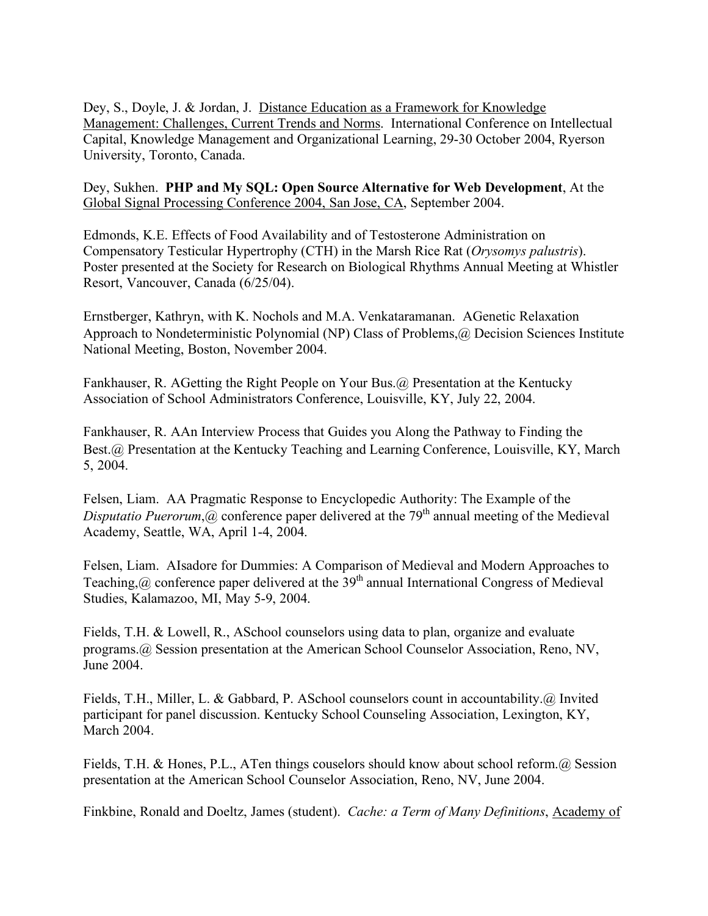Dey, S., Doyle, J. & Jordan, J. <u>Distance Education as a Framework for Knowledge Management: Challenges, Current Trends and Norms</u>. International Conference on Intellectual Capital, Knowledge Management and Organizational Learning, 29-30 October 2004, Ryerson University, Toronto, Canada.

Dey, Sukhen. **PHP and My SQL: Open Source Alternative for Web Development**, At the <u>Global Signal Processing Conference 2004, San Jose, CA</u>, September 2004.

Edmonds, K.E. Effects of Food Availability and of Testosterone Administration on Compensatory Testicular Hypertrophy (CTH) in the Marsh Rice Rat (*Orysomys palustris*). Poster presented at the Society for Research on Biological Rhythms Annual Meeting at Whistler Resort, Vancouver, Canada (6/25/04).

Ernstberger, Kathryn, with K. Nochols and M.A. Venkataramanan. AGenetic Relaxation Approach to Nondeterministic Polynomial (NP) Class of Problems,@ Decision Sciences Institute National Meeting, Boston, November 2004.

Fankhauser, R. AGetting the Right People on Your Bus.@ Presentation at the Kentucky Association of School Administrators Conference, Louisville, KY, July 22, 2004.

Fankhauser, R. AAn Interview Process that Guides you Along the Pathway to Finding the Best.@ Presentation at the Kentucky Teaching and Learning Conference, Louisville, KY, March 5, 2004.

Felsen, Liam. AA Pragmatic Response to Encyclopedic Authority: The Example of the *Disputatio Puerorum*,@ conference paper delivered at the 79th annual meeting of the Medieval Academy, Seattle, WA, April 1-4, 2004.

Felsen, Liam. AIsadore for Dummies: A Comparison of Medieval and Modern Approaches to Teaching,@ conference paper delivered at the 39th annual International Congress of Medieval Studies, Kalamazoo, MI, May 5-9, 2004.

Fields, T.H. & Lowell, R., ASchool counselors using data to plan, organize and evaluate programs.@ Session presentation at the American School Counselor Association, Reno, NV, June 2004.

Fields, T.H., Miller, L. & Gabbard, P. ASchool counselors count in accountability.@ Invited participant for panel discussion. Kentucky School Counseling Association, Lexington, KY, March 2004.

Fields, T.H. & Hones, P.L., ATen things couselors should know about school reform.@ Session presentation at the American School Counselor Association, Reno, NV, June 2004.

Finkbine, Ronald and Doeltz, James (student). *Cache: a Term of Many Definitions*, <u>Academy of</u>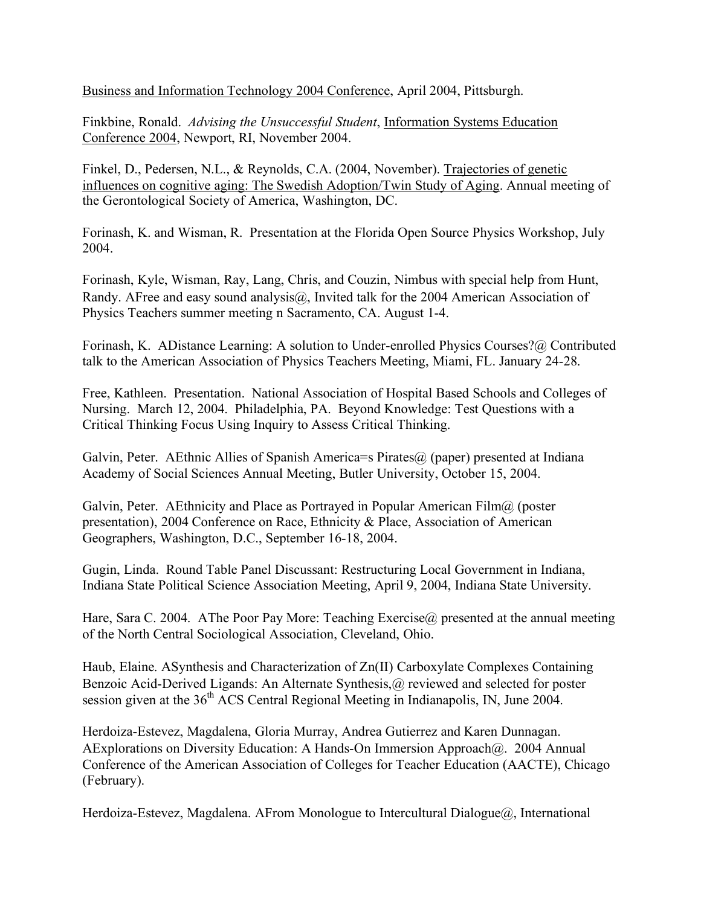Business and Information Technology 2004 Conference, April 2004, Pittsburgh.

Finkbine, Ronald. *Advising the Unsuccessful Student*, Information Systems Education Conference 2004, Newport, RI, November 2004.

Finkel, D., Pedersen, N.L., & Reynolds, C.A. (2004, November). Trajectories of genetic influences on cognitive aging: The Swedish Adoption/Twin Study of Aging. Annual meeting of the Gerontological Society of America, Washington, DC.

Forinash, K. and Wisman, R. Presentation at the Florida Open Source Physics Workshop, July 2004.

Forinash, Kyle, Wisman, Ray, Lang, Chris, and Couzin, Nimbus with special help from Hunt, Randy. AFree and easy sound analysis@, Invited talk for the 2004 American Association of Physics Teachers summer meeting n Sacramento, CA. August 1-4.

Forinash, K. ADistance Learning: A solution to Under-enrolled Physics Courses?@ Contributed talk to the American Association of Physics Teachers Meeting, Miami, FL. January 24-28.

Free, Kathleen. Presentation. National Association of Hospital Based Schools and Colleges of Nursing. March 12, 2004. Philadelphia, PA. Beyond Knowledge: Test Questions with a Critical Thinking Focus Using Inquiry to Assess Critical Thinking.

Galvin, Peter. AEthnic Allies of Spanish America=s Pirates@ (paper) presented at Indiana Academy of Social Sciences Annual Meeting, Butler University, October 15, 2004.

Galvin, Peter. AEthnicity and Place as Portrayed in Popular American Film@ (poster presentation), 2004 Conference on Race, Ethnicity & Place, Association of American Geographers, Washington, D.C., September 16-18, 2004.

Gugin, Linda. Round Table Panel Discussant: Restructuring Local Government in Indiana, Indiana State Political Science Association Meeting, April 9, 2004, Indiana State University.

Hare, Sara C. 2004. AThe Poor Pay More: Teaching Exercise@ presented at the annual meeting of the North Central Sociological Association, Cleveland, Ohio.

Haub, Elaine. ASynthesis and Characterization of Zn(II) Carboxylate Complexes Containing Benzoic Acid-Derived Ligands: An Alternate Synthesis,@ reviewed and selected for poster session given at the 36th ACS Central Regional Meeting in Indianapolis, IN, June 2004.

Herdoiza-Estevez, Magdalena, Gloria Murray, Andrea Gutierrez and Karen Dunnagan. AExplorations on Diversity Education: A Hands-On Immersion Approach@. 2004 Annual Conference of the American Association of Colleges for Teacher Education (AACTE), Chicago (February).

Herdoiza-Estevez, Magdalena. AFrom Monologue to Intercultural Dialogue@, International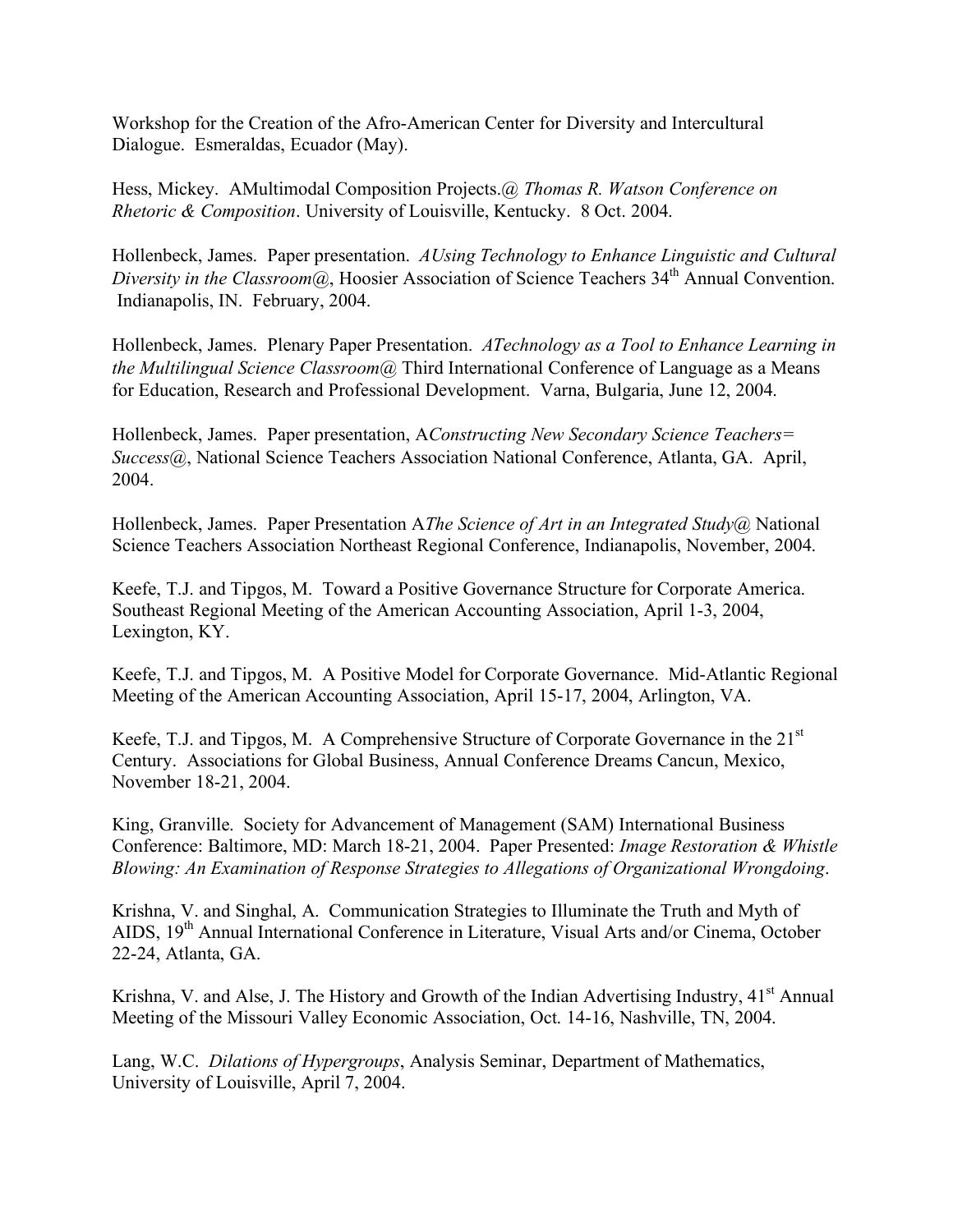Workshop for the Creation of the Afro-American Center for Diversity and Intercultural Dialogue. Esmeraldas, Ecuador (May).

Hess, Mickey. AMultimodal Composition Projects.@ *Thomas R. Watson Conference on Rhetoric & Composition*. University of Louisville, Kentucky. 8 Oct. 2004.

Hollenbeck, James. Paper presentation. *AUsing Technology to Enhance Linguistic and Cultural Diversity in the Classroom@*, Hoosier Association of Science Teachers 34th Annual Convention. Indianapolis, IN. February, 2004.

Hollenbeck, James. Plenary Paper Presentation. *ATechnology as a Tool to Enhance Learning in the Multilingual Science Classroom@* Third International Conference of Language as a Means for Education, Research and Professional Development. Varna, Bulgaria, June 12, 2004.

Hollenbeck, James. Paper presentation, A*Constructing New Secondary Science Teachers= Success@*, National Science Teachers Association National Conference, Atlanta, GA. April, 2004.

Hollenbeck, James. Paper Presentation A*The Science of Art in an Integrated Study@* National Science Teachers Association Northeast Regional Conference, Indianapolis, November, 2004.

Keefe, T.J. and Tipgos, M. Toward a Positive Governance Structure for Corporate America. Southeast Regional Meeting of the American Accounting Association, April 1-3, 2004, Lexington, KY.

Keefe, T.J. and Tipgos, M. A Positive Model for Corporate Governance. Mid-Atlantic Regional Meeting of the American Accounting Association, April 15-17, 2004, Arlington, VA.

Keefe, T.J. and Tipgos, M. A Comprehensive Structure of Corporate Governance in the 21st Century. Associations for Global Business, Annual Conference Dreams Cancun, Mexico, November 18-21, 2004.

King, Granville. Society for Advancement of Management (SAM) International Business Conference: Baltimore, MD: March 18-21, 2004. Paper Presented: *Image Restoration & Whistle Blowing: An Examination of Response Strategies to Allegations of Organizational Wrongdoing*.

Krishna, V. and Singhal, A. Communication Strategies to Illuminate the Truth and Myth of AIDS, 19th Annual International Conference in Literature, Visual Arts and/or Cinema, October 22-24, Atlanta, GA.

Krishna, V. and Alse, J. The History and Growth of the Indian Advertising Industry, 41st Annual Meeting of the Missouri Valley Economic Association, Oct. 14-16, Nashville, TN, 2004.

Lang, W.C. *Dilations of Hypergroups*, Analysis Seminar, Department of Mathematics, University of Louisville, April 7, 2004.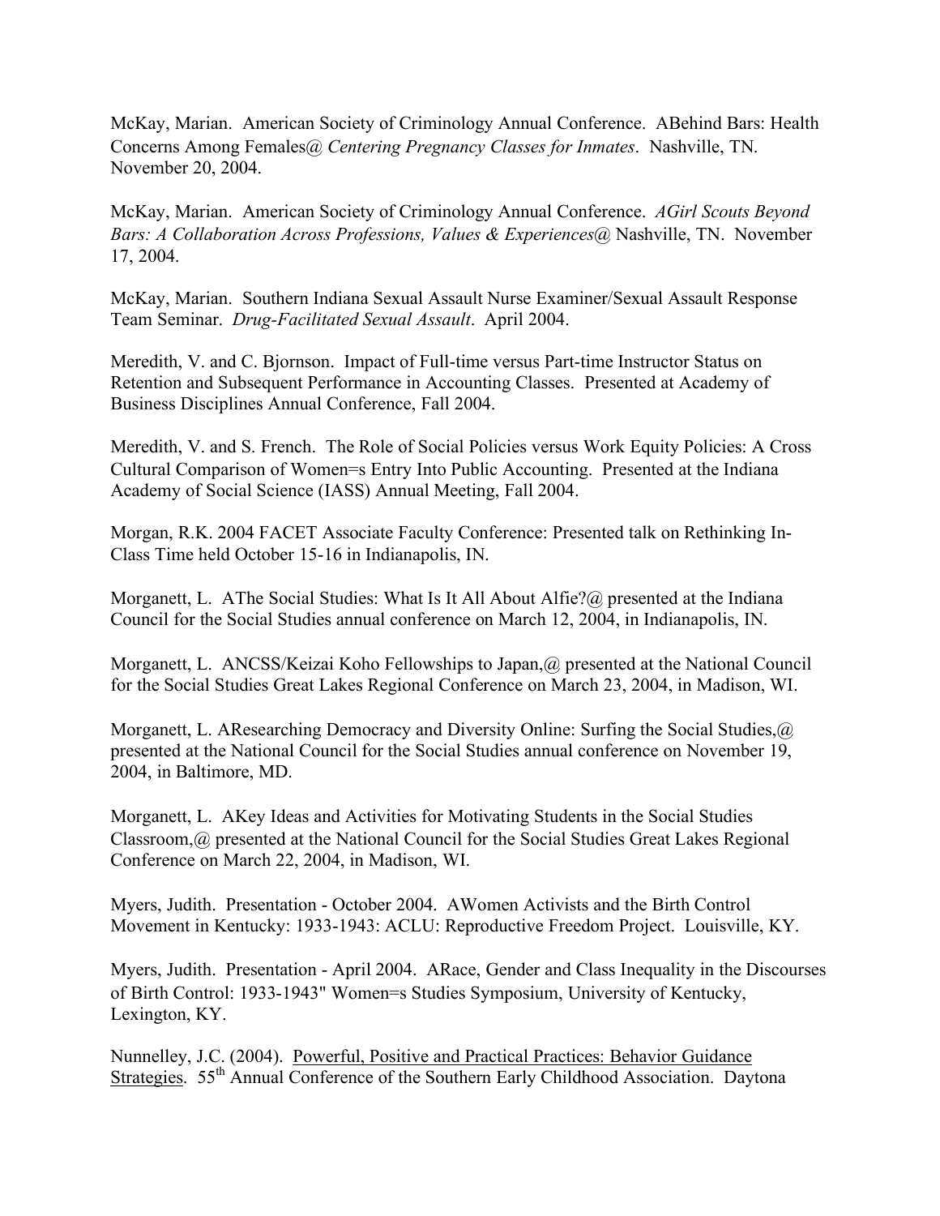McKay, Marian. American Society of Criminology Annual Conference. ABehind Bars: Health Concerns Among Females@ *Centering Pregnancy Classes for Inmates*. Nashville, TN. November 20, 2004.

McKay, Marian. American Society of Criminology Annual Conference. *AGirl Scouts Beyond Bars: A Collaboration Across Professions, Values & Experiences@* Nashville, TN. November 17, 2004.

McKay, Marian. Southern Indiana Sexual Assault Nurse Examiner/Sexual Assault Response Team Seminar. *Drug-Facilitated Sexual Assault*. April 2004.

Meredith, V. and C. Bjornson. Impact of Full-time versus Part-time Instructor Status on Retention and Subsequent Performance in Accounting Classes. Presented at Academy of Business Disciplines Annual Conference, Fall 2004.

Meredith, V. and S. French. The Role of Social Policies versus Work Equity Policies: A Cross Cultural Comparison of Women=s Entry Into Public Accounting. Presented at the Indiana Academy of Social Science (IASS) Annual Meeting, Fall 2004.

Morgan, R.K. 2004 FACET Associate Faculty Conference: Presented talk on Rethinking In-Class Time held October 15-16 in Indianapolis, IN.

Morganett, L. AThe Social Studies: What Is It All About Alfie?@ presented at the Indiana Council for the Social Studies annual conference on March 12, 2004, in Indianapolis, IN.

Morganett, L. ANCSS/Keizai Koho Fellowships to Japan,@ presented at the National Council for the Social Studies Great Lakes Regional Conference on March 23, 2004, in Madison, WI.

Morganett, L. AResearching Democracy and Diversity Online: Surfing the Social Studies,@ presented at the National Council for the Social Studies annual conference on November 19, 2004, in Baltimore, MD.

Morganett, L. AKey Ideas and Activities for Motivating Students in the Social Studies Classroom,@ presented at the National Council for the Social Studies Great Lakes Regional Conference on March 22, 2004, in Madison, WI.

Myers, Judith. Presentation - October 2004. AWomen Activists and the Birth Control Movement in Kentucky: 1933-1943: ACLU: Reproductive Freedom Project. Louisville, KY.

Myers, Judith. Presentation - April 2004. ARace, Gender and Class Inequality in the Discourses of Birth Control: 1933-1943" Women=s Studies Symposium, University of Kentucky, Lexington, KY.

Nunnelley, J.C. (2004). Powerful, Positive and Practical Practices: Behavior Guidance Strategies. 55th Annual Conference of the Southern Early Childhood Association. Daytona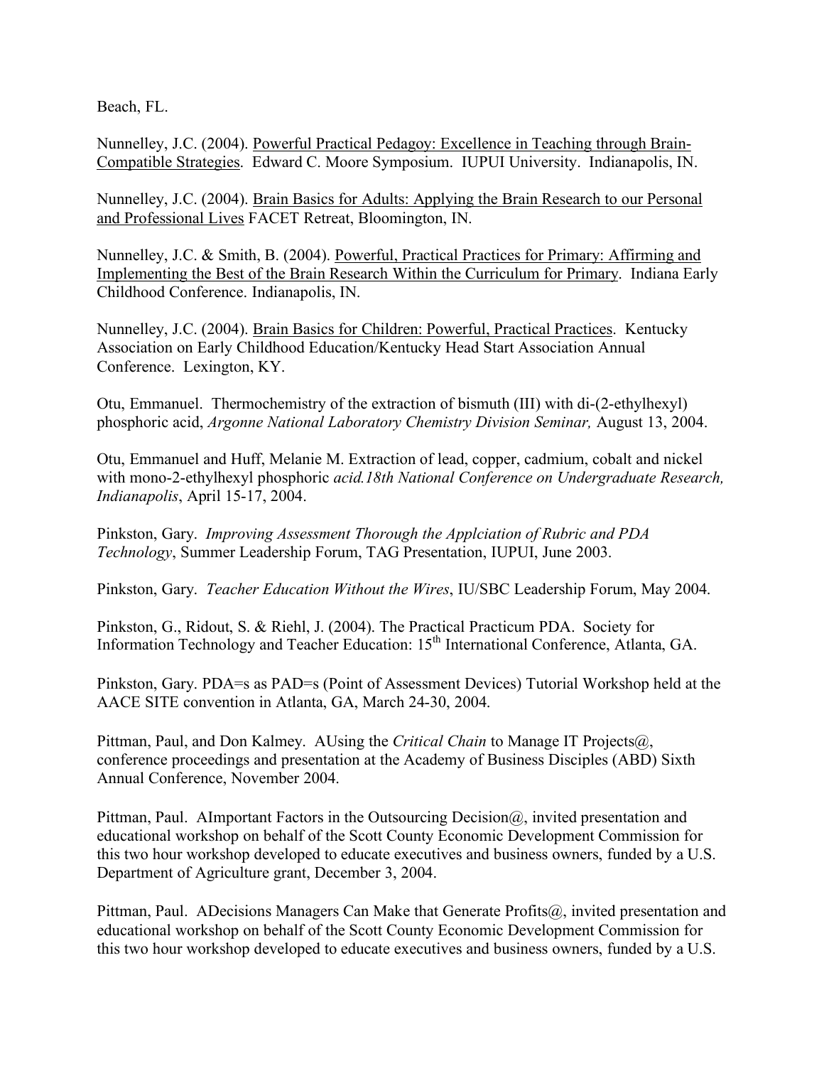Beach, FL.

Nunnelley, J.C. (2004). <u>Powerful Practical Pedagoy: Excellence in Teaching through Brain-Compatible Strategies</u>. Edward C. Moore Symposium. IUPUI University. Indianapolis, IN.

Nunnelley, J.C. (2004). <u>Brain Basics for Adults: Applying the Brain Research to our Personal and Professional Lives</u> FACET Retreat, Bloomington, IN.

Nunnelley, J.C. & Smith, B. (2004). <u>Powerful, Practical Practices for Primary: Affirming and Implementing the Best of the Brain Research Within the Curriculum for Primary</u>. Indiana Early Childhood Conference. Indianapolis, IN.

Nunnelley, J.C. (2004). <u>Brain Basics for Children: Powerful, Practical Practices</u>. Kentucky Association on Early Childhood Education/Kentucky Head Start Association Annual Conference. Lexington, KY.

Otu, Emmanuel. Thermochemistry of the extraction of bismuth (III) with di-(2-ethylhexyl) phosphoric acid, *Argonne National Laboratory Chemistry Division Seminar,* August 13, 2004.

Otu, Emmanuel and Huff, Melanie M. Extraction of lead, copper, cadmium, cobalt and nickel with mono-2-ethylhexyl phosphoric *acid.18th National Conference on Undergraduate Research, Indianapolis*, April 15-17, 2004.

Pinkston, Gary. *Improving Assessment Thorough the Applciation of Rubric and PDA Technology*, Summer Leadership Forum, TAG Presentation, IUPUI, June 2003.

Pinkston, Gary. *Teacher Education Without the Wires*, IU/SBC Leadership Forum, May 2004.

Pinkston, G., Ridout, S. & Riehl, J. (2004). The Practical Practicum PDA. Society for Information Technology and Teacher Education: 15th International Conference, Atlanta, GA.

Pinkston, Gary. PDA=s as PAD=s (Point of Assessment Devices) Tutorial Workshop held at the AACE SITE convention in Atlanta, GA, March 24-30, 2004.

Pittman, Paul, and Don Kalmey. AUsing the *Critical Chain* to Manage IT Projects@, conference proceedings and presentation at the Academy of Business Disciples (ABD) Sixth Annual Conference, November 2004.

Pittman, Paul. AImportant Factors in the Outsourcing Decision@, invited presentation and educational workshop on behalf of the Scott County Economic Development Commission for this two hour workshop developed to educate executives and business owners, funded by a U.S. Department of Agriculture grant, December 3, 2004.

Pittman, Paul. ADecisions Managers Can Make that Generate Profits@, invited presentation and educational workshop on behalf of the Scott County Economic Development Commission for this two hour workshop developed to educate executives and business owners, funded by a U.S.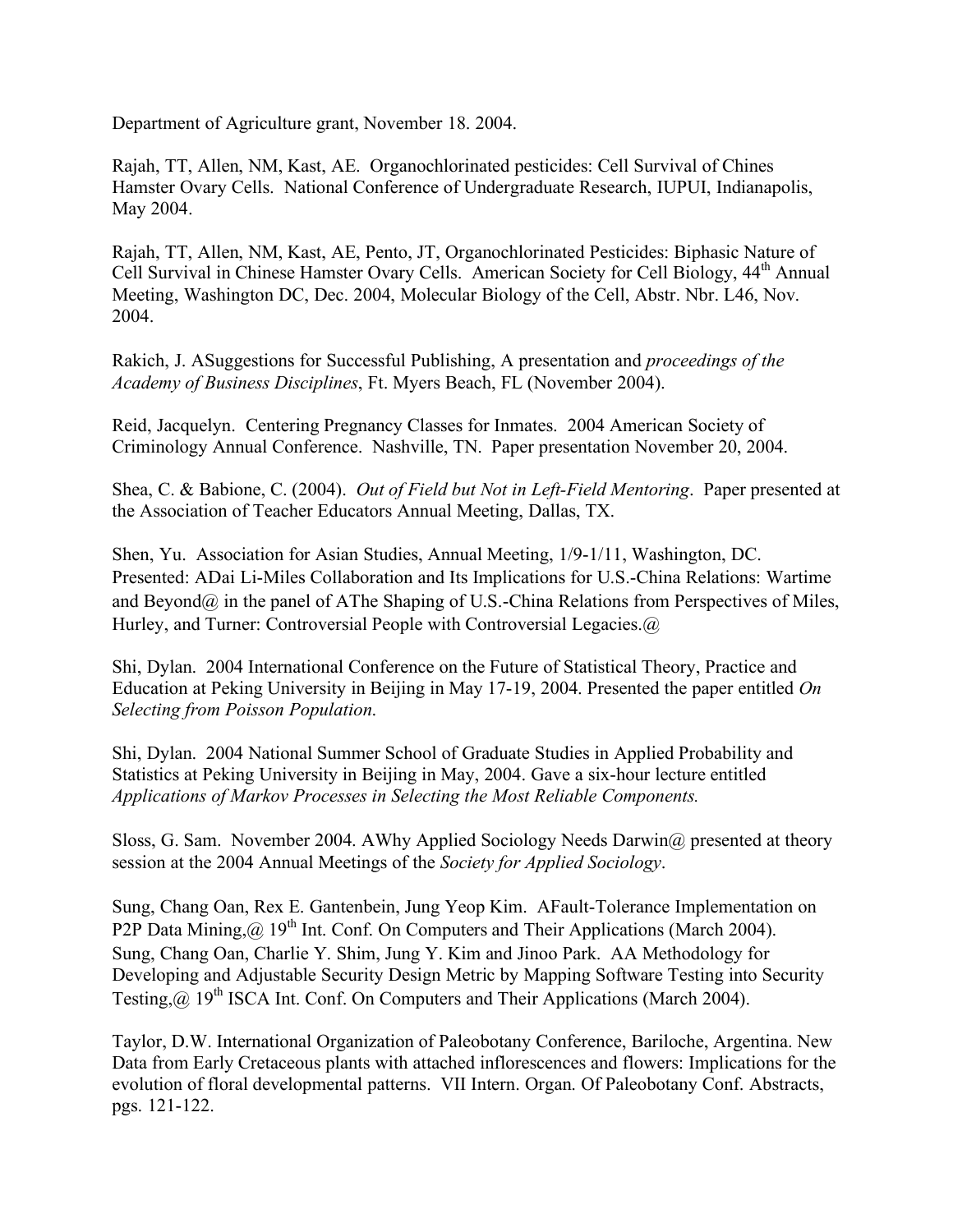Department of Agriculture grant, November 18. 2004.

Rajah, TT, Allen, NM, Kast, AE. Organochlorinated pesticides: Cell Survival of Chines Hamster Ovary Cells. National Conference of Undergraduate Research, IUPUI, Indianapolis, May 2004.

Rajah, TT, Allen, NM, Kast, AE, Pento, JT, Organochlorinated Pesticides: Biphasic Nature of Cell Survival in Chinese Hamster Ovary Cells. American Society for Cell Biology, 44th Annual Meeting, Washington DC, Dec. 2004, Molecular Biology of the Cell, Abstr. Nbr. L46, Nov. 2004.

Rakich, J. ASuggestions for Successful Publishing, A presentation and *proceedings of the Academy of Business Disciplines*, Ft. Myers Beach, FL (November 2004).

Reid, Jacquelyn. Centering Pregnancy Classes for Inmates. 2004 American Society of Criminology Annual Conference. Nashville, TN. Paper presentation November 20, 2004.

Shea, C. & Babione, C. (2004). *Out of Field but Not in Left-Field Mentoring*. Paper presented at the Association of Teacher Educators Annual Meeting, Dallas, TX.

Shen, Yu. Association for Asian Studies, Annual Meeting, 1/9-1/11, Washington, DC. Presented: ADai Li-Miles Collaboration and Its Implications for U.S.-China Relations: Wartime and Beyond@ in the panel of AThe Shaping of U.S.-China Relations from Perspectives of Miles, Hurley, and Turner: Controversial People with Controversial Legacies.@

Shi, Dylan. 2004 International Conference on the Future of Statistical Theory, Practice and Education at Peking University in Beijing in May 17-19, 2004. Presented the paper entitled *On Selecting from Poisson Population*.

Shi, Dylan. 2004 National Summer School of Graduate Studies in Applied Probability and Statistics at Peking University in Beijing in May, 2004. Gave a six-hour lecture entitled *Applications of Markov Processes in Selecting the Most Reliable Components.*

Sloss, G. Sam. November 2004. AWhy Applied Sociology Needs Darwin@ presented at theory session at the 2004 Annual Meetings of the *Society for Applied Sociology*.

Sung, Chang Oan, Rex E. Gantenbein, Jung Yeop Kim. AFault-Tolerance Implementation on P2P Data Mining,@ 19th Int. Conf. On Computers and Their Applications (March 2004).
Sung, Chang Oan, Charlie Y. Shim, Jung Y. Kim and Jinoo Park. AA Methodology for Developing and Adjustable Security Design Metric by Mapping Software Testing into Security Testing,@ 19th ISCA Int. Conf. On Computers and Their Applications (March 2004).

Taylor, D.W. International Organization of Paleobotany Conference, Bariloche, Argentina. New Data from Early Cretaceous plants with attached inflorescences and flowers: Implications for the evolution of floral developmental patterns. VII Intern. Organ. Of Paleobotany Conf. Abstracts, pgs. 121-122.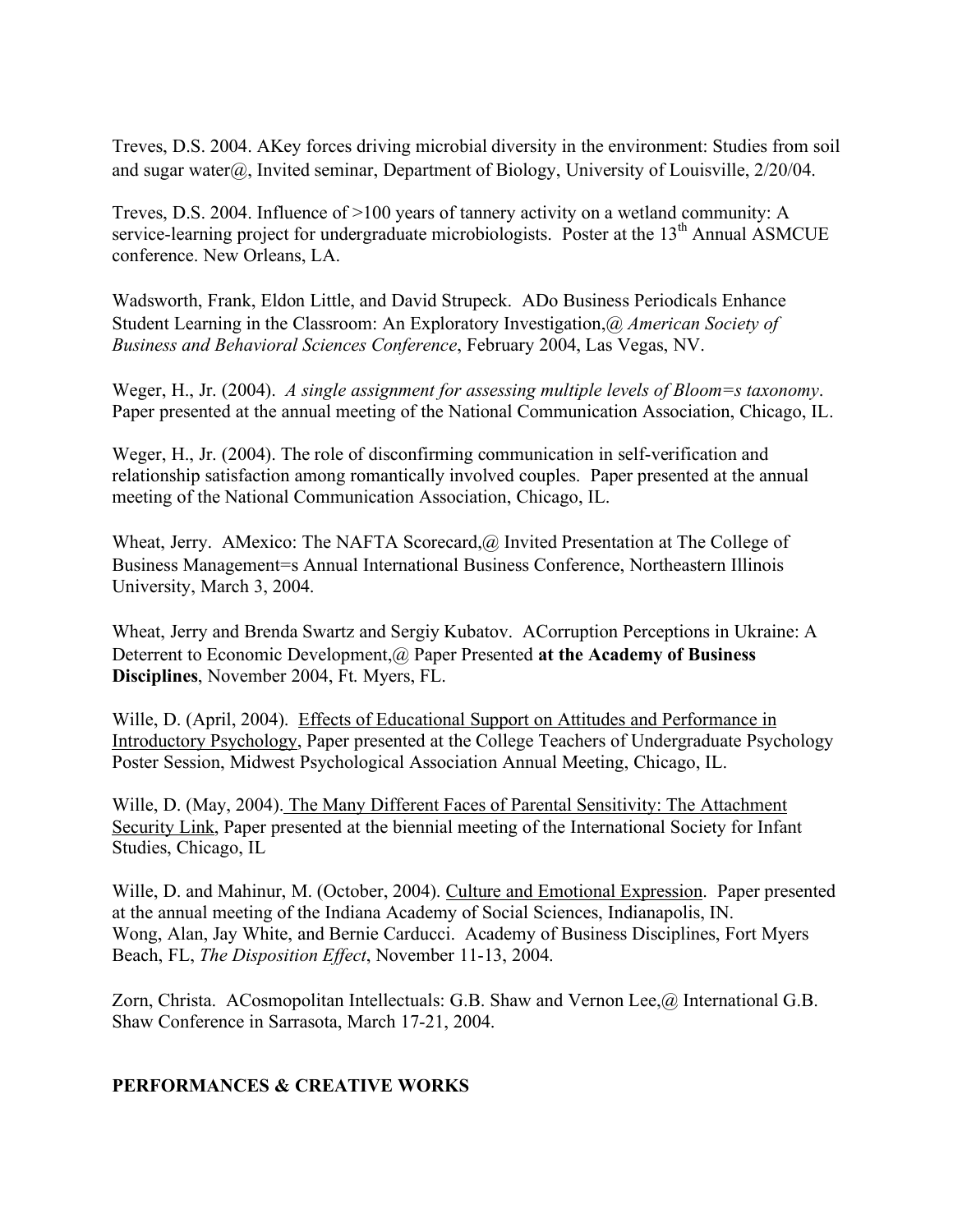Treves, D.S. 2004. AKey forces driving microbial diversity in the environment: Studies from soil and sugar water@, Invited seminar, Department of Biology, University of Louisville, 2/20/04.

Treves, D.S. 2004. Influence of >100 years of tannery activity on a wetland community: A service-learning project for undergraduate microbiologists. Poster at the 13th Annual ASMCUE conference. New Orleans, LA.

Wadsworth, Frank, Eldon Little, and David Strupeck. ADo Business Periodicals Enhance Student Learning in the Classroom: An Exploratory Investigation,@ *American Society of Business and Behavioral Sciences Conference*, February 2004, Las Vegas, NV.

Weger, H., Jr. (2004). *A single assignment for assessing multiple levels of Bloom=s taxonomy*. Paper presented at the annual meeting of the National Communication Association, Chicago, IL.

Weger, H., Jr. (2004). The role of disconfirming communication in self-verification and relationship satisfaction among romantically involved couples. Paper presented at the annual meeting of the National Communication Association, Chicago, IL.

Wheat, Jerry. AMexico: The NAFTA Scorecard,@ Invited Presentation at The College of Business Management=s Annual International Business Conference, Northeastern Illinois University, March 3, 2004.

Wheat, Jerry and Brenda Swartz and Sergiy Kubatov. ACorruption Perceptions in Ukraine: A Deterrent to Economic Development,@ Paper Presented **at the Academy of Business Disciplines**, November 2004, Ft. Myers, FL.

Wille, D. (April, 2004). Effects of Educational Support on Attitudes and Performance in Introductory Psychology, Paper presented at the College Teachers of Undergraduate Psychology Poster Session, Midwest Psychological Association Annual Meeting, Chicago, IL.

Wille, D. (May, 2004). The Many Different Faces of Parental Sensitivity: The Attachment Security Link, Paper presented at the biennial meeting of the International Society for Infant Studies, Chicago, IL

Wille, D. and Mahinur, M. (October, 2004). Culture and Emotional Expression. Paper presented at the annual meeting of the Indiana Academy of Social Sciences, Indianapolis, IN.
Wong, Alan, Jay White, and Bernie Carducci. Academy of Business Disciplines, Fort Myers Beach, FL, *The Disposition Effect*, November 11-13, 2004.

Zorn, Christa. ACosmopolitan Intellectuals: G.B. Shaw and Vernon Lee,@ International G.B. Shaw Conference in Sarrasota, March 17-21, 2004.

## PERFORMANCES & CREATIVE WORKS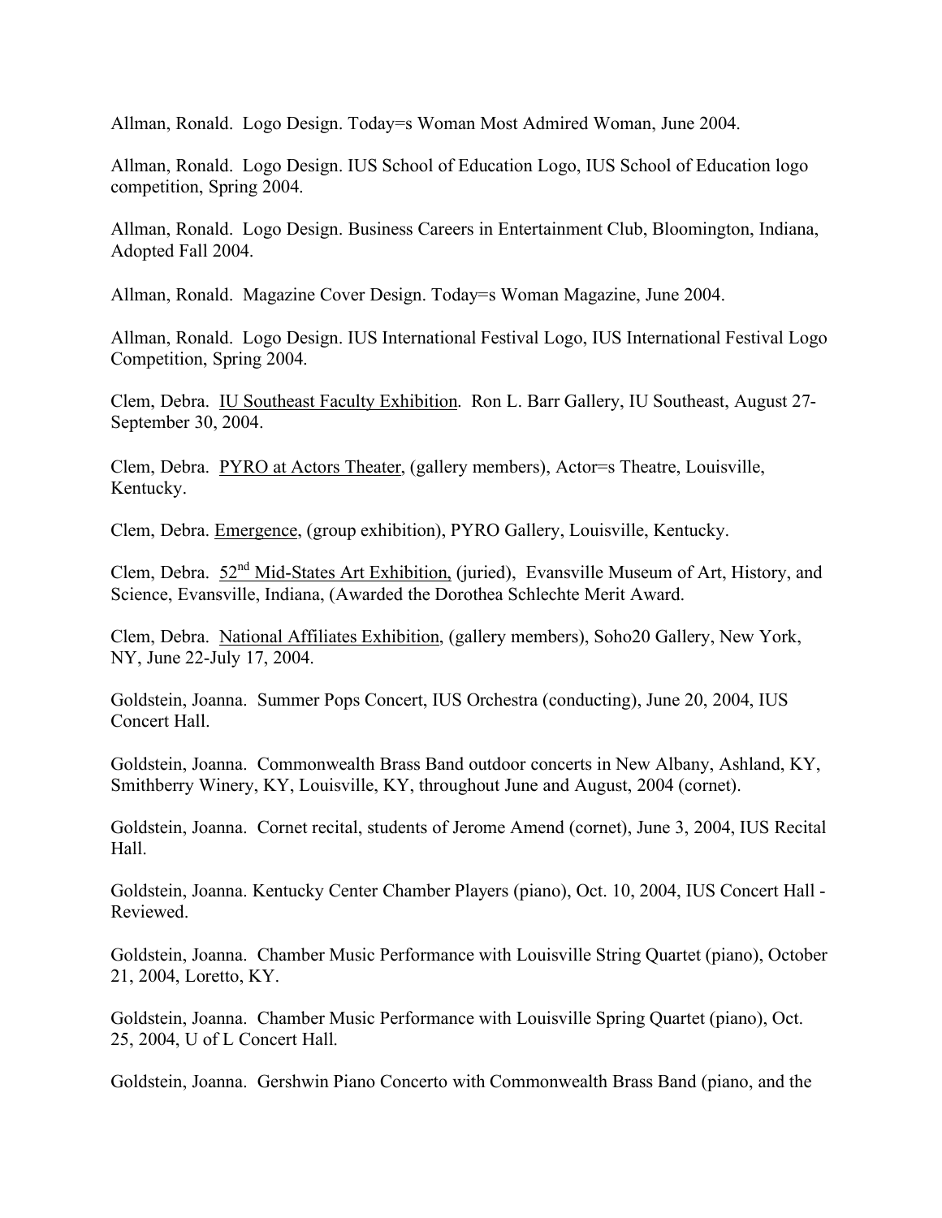Allman, Ronald. Logo Design. Today=s Woman Most Admired Woman, June 2004.

Allman, Ronald. Logo Design. IUS School of Education Logo, IUS School of Education logo competition, Spring 2004.

Allman, Ronald. Logo Design. Business Careers in Entertainment Club, Bloomington, Indiana, Adopted Fall 2004.

Allman, Ronald. Magazine Cover Design. Today=s Woman Magazine, June 2004.

Allman, Ronald. Logo Design. IUS International Festival Logo, IUS International Festival Logo Competition, Spring 2004.

Clem, Debra. <u>IU Southeast Faculty Exhibition</u>. Ron L. Barr Gallery, IU Southeast, August 27-September 30, 2004.

Clem, Debra. <u>PYRO at Actors Theater</u>, (gallery members), Actor=s Theatre, Louisville, Kentucky.

Clem, Debra. <u>Emergence</u>, (group exhibition), PYRO Gallery, Louisville, Kentucky.

Clem, Debra. <u>52nd Mid-States Art Exhibition,</u> (juried), Evansville Museum of Art, History, and Science, Evansville, Indiana, (Awarded the Dorothea Schlechte Merit Award.

Clem, Debra. <u>National Affiliates Exhibition</u>, (gallery members), Soho20 Gallery, New York, NY, June 22-July 17, 2004.

Goldstein, Joanna. Summer Pops Concert, IUS Orchestra (conducting), June 20, 2004, IUS Concert Hall.

Goldstein, Joanna. Commonwealth Brass Band outdoor concerts in New Albany, Ashland, KY, Smithberry Winery, KY, Louisville, KY, throughout June and August, 2004 (cornet).

Goldstein, Joanna. Cornet recital, students of Jerome Amend (cornet), June 3, 2004, IUS Recital Hall.

Goldstein, Joanna. Kentucky Center Chamber Players (piano), Oct. 10, 2004, IUS Concert Hall - Reviewed.

Goldstein, Joanna. Chamber Music Performance with Louisville String Quartet (piano), October 21, 2004, Loretto, KY.

Goldstein, Joanna. Chamber Music Performance with Louisville Spring Quartet (piano), Oct. 25, 2004, U of L Concert Hall.

Goldstein, Joanna. Gershwin Piano Concerto with Commonwealth Brass Band (piano, and the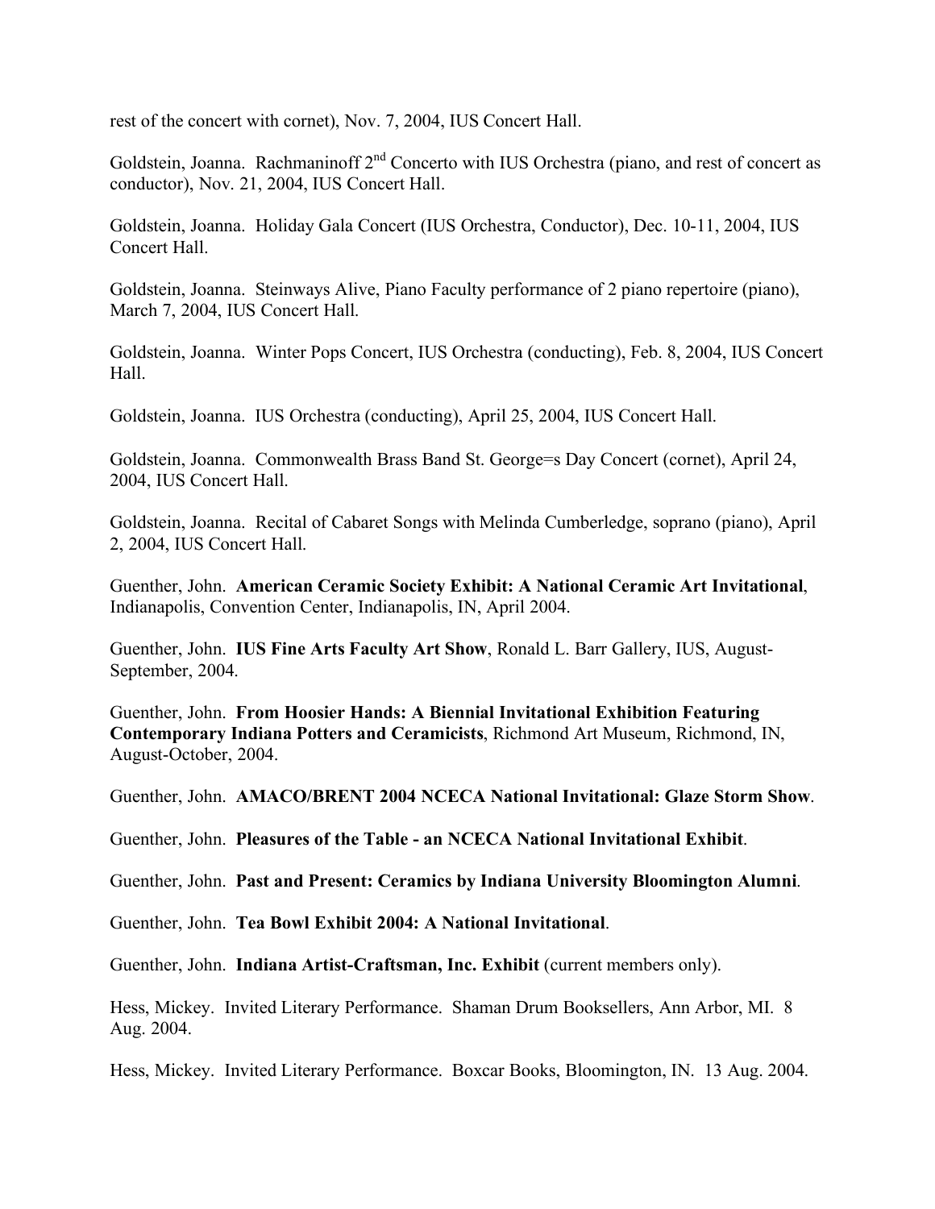rest of the concert with cornet), Nov. 7, 2004, IUS Concert Hall.

Goldstein, Joanna. Rachmaninoff 2nd Concerto with IUS Orchestra (piano, and rest of concert as conductor), Nov. 21, 2004, IUS Concert Hall.

Goldstein, Joanna. Holiday Gala Concert (IUS Orchestra, Conductor), Dec. 10-11, 2004, IUS Concert Hall.

Goldstein, Joanna. Steinways Alive, Piano Faculty performance of 2 piano repertoire (piano), March 7, 2004, IUS Concert Hall.

Goldstein, Joanna. Winter Pops Concert, IUS Orchestra (conducting), Feb. 8, 2004, IUS Concert Hall.

Goldstein, Joanna. IUS Orchestra (conducting), April 25, 2004, IUS Concert Hall.

Goldstein, Joanna. Commonwealth Brass Band St. George=s Day Concert (cornet), April 24, 2004, IUS Concert Hall.

Goldstein, Joanna. Recital of Cabaret Songs with Melinda Cumberledge, soprano (piano), April 2, 2004, IUS Concert Hall.

Guenther, John. **American Ceramic Society Exhibit: A National Ceramic Art Invitational**, Indianapolis, Convention Center, Indianapolis, IN, April 2004.

Guenther, John. **IUS Fine Arts Faculty Art Show**, Ronald L. Barr Gallery, IUS, August-September, 2004.

Guenther, John. **From Hoosier Hands: A Biennial Invitational Exhibition Featuring Contemporary Indiana Potters and Ceramicists**, Richmond Art Museum, Richmond, IN, August-October, 2004.

Guenther, John. **AMACO/BRENT 2004 NCECA National Invitational: Glaze Storm Show**.

Guenther, John. **Pleasures of the Table - an NCECA National Invitational Exhibit**.

Guenther, John. **Past and Present: Ceramics by Indiana University Bloomington Alumni**.

Guenther, John. **Tea Bowl Exhibit 2004: A National Invitational**.

Guenther, John. **Indiana Artist-Craftsman, Inc. Exhibit** (current members only).

Hess, Mickey. Invited Literary Performance. Shaman Drum Booksellers, Ann Arbor, MI. 8 Aug. 2004.

Hess, Mickey. Invited Literary Performance. Boxcar Books, Bloomington, IN. 13 Aug. 2004.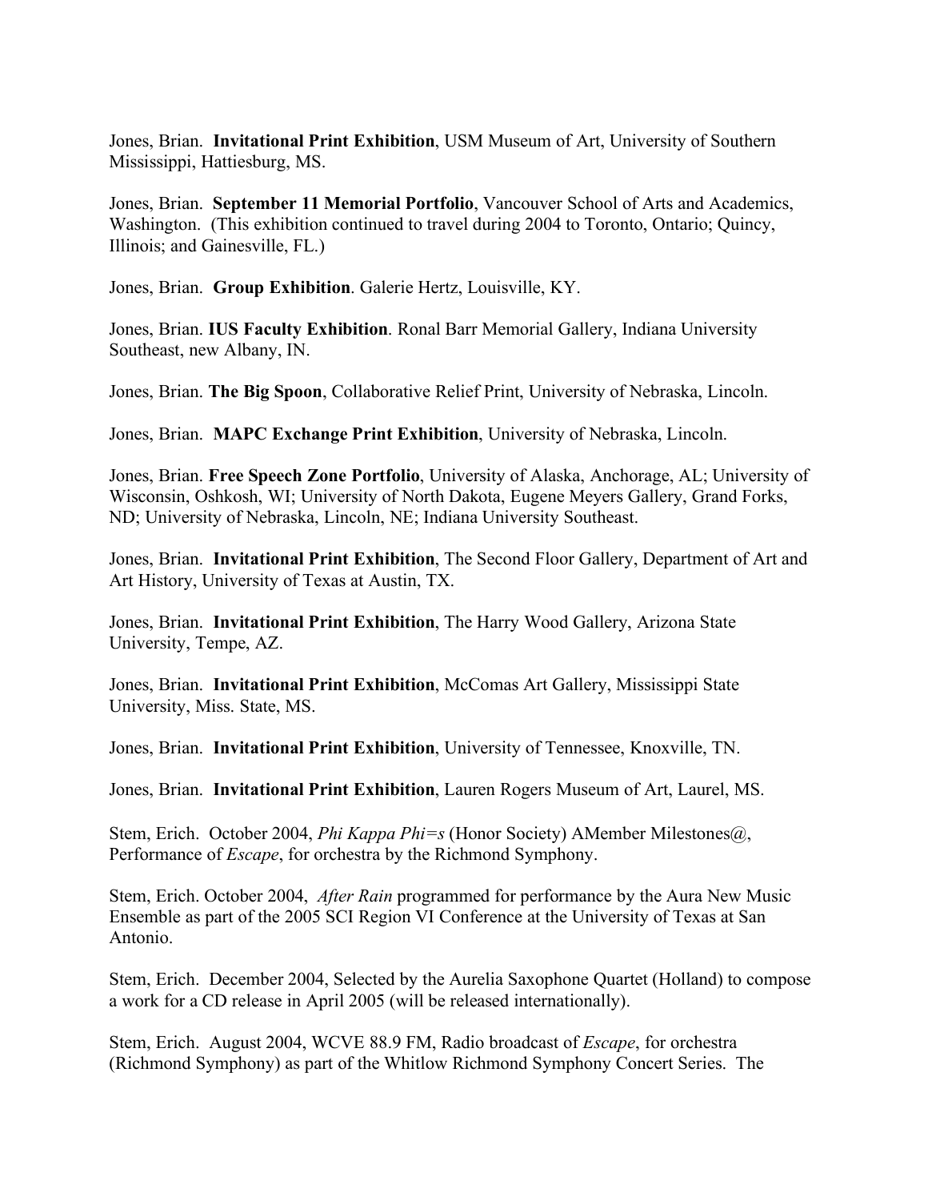Jones, Brian. **Invitational Print Exhibition**, USM Museum of Art, University of Southern Mississippi, Hattiesburg, MS.

Jones, Brian. **September 11 Memorial Portfolio**, Vancouver School of Arts and Academics, Washington. (This exhibition continued to travel during 2004 to Toronto, Ontario; Quincy, Illinois; and Gainesville, FL.)

Jones, Brian. **Group Exhibition**. Galerie Hertz, Louisville, KY.

Jones, Brian. **IUS Faculty Exhibition**. Ronal Barr Memorial Gallery, Indiana University Southeast, new Albany, IN.

Jones, Brian. **The Big Spoon**, Collaborative Relief Print, University of Nebraska, Lincoln.

Jones, Brian. **MAPC Exchange Print Exhibition**, University of Nebraska, Lincoln.

Jones, Brian. **Free Speech Zone Portfolio**, University of Alaska, Anchorage, AL; University of Wisconsin, Oshkosh, WI; University of North Dakota, Eugene Meyers Gallery, Grand Forks, ND; University of Nebraska, Lincoln, NE; Indiana University Southeast.

Jones, Brian. **Invitational Print Exhibition**, The Second Floor Gallery, Department of Art and Art History, University of Texas at Austin, TX.

Jones, Brian. **Invitational Print Exhibition**, The Harry Wood Gallery, Arizona State University, Tempe, AZ.

Jones, Brian. **Invitational Print Exhibition**, McComas Art Gallery, Mississippi State University, Miss. State, MS.

Jones, Brian. **Invitational Print Exhibition**, University of Tennessee, Knoxville, TN.

Jones, Brian. **Invitational Print Exhibition**, Lauren Rogers Museum of Art, Laurel, MS.

Stem, Erich. October 2004, *Phi Kappa Phi=s* (Honor Society) AMember Milestones@, Performance of *Escape*, for orchestra by the Richmond Symphony.

Stem, Erich. October 2004, *After Rain* programmed for performance by the Aura New Music Ensemble as part of the 2005 SCI Region VI Conference at the University of Texas at San Antonio.

Stem, Erich. December 2004, Selected by the Aurelia Saxophone Quartet (Holland) to compose a work for a CD release in April 2005 (will be released internationally).

Stem, Erich. August 2004, WCVE 88.9 FM, Radio broadcast of *Escape*, for orchestra (Richmond Symphony) as part of the Whitlow Richmond Symphony Concert Series. The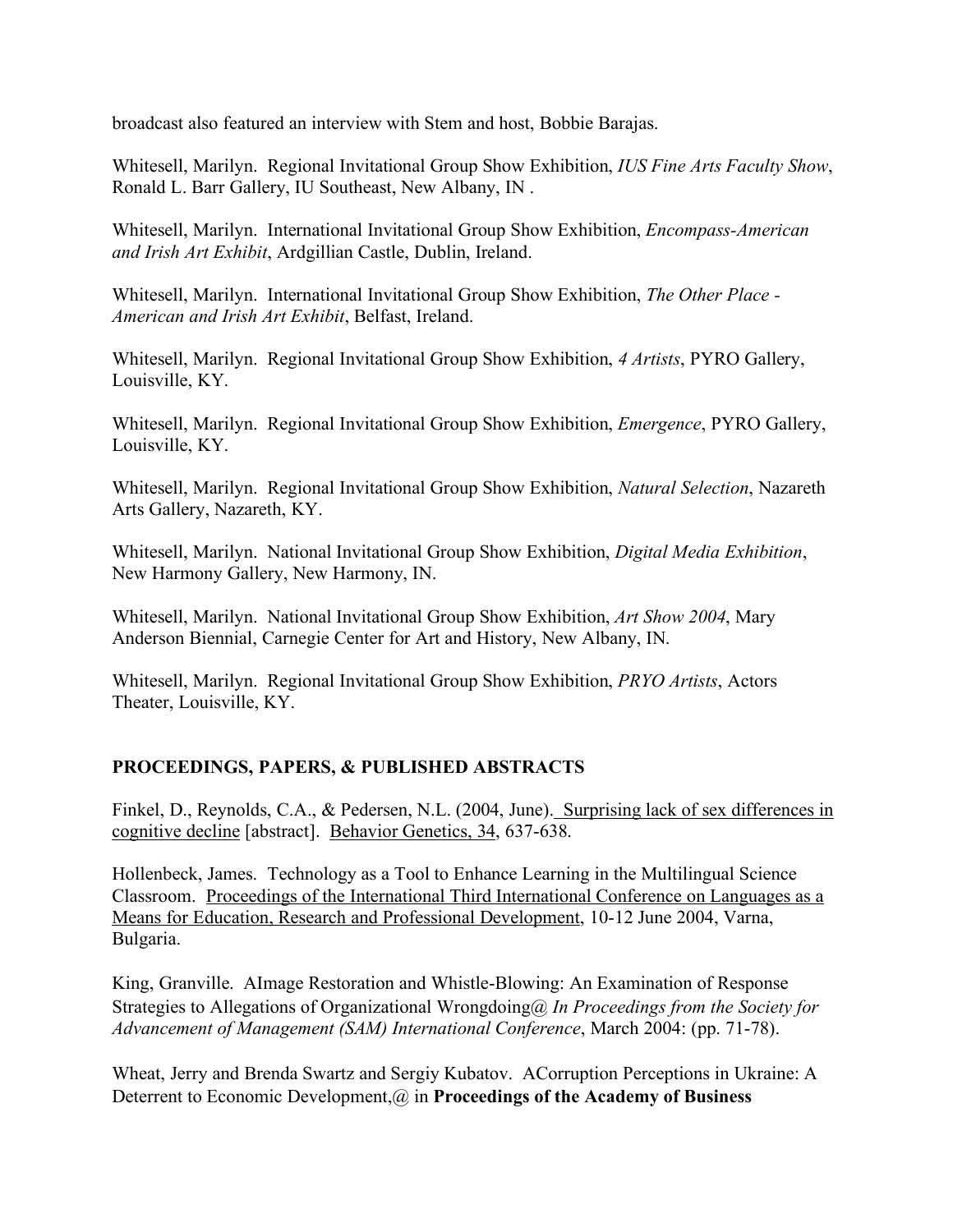broadcast also featured an interview with Stem and host, Bobbie Barajas.

Whitesell, Marilyn. Regional Invitational Group Show Exhibition, *IUS Fine Arts Faculty Show*, Ronald L. Barr Gallery, IU Southeast, New Albany, IN .

Whitesell, Marilyn. International Invitational Group Show Exhibition, *Encompass-American and Irish Art Exhibit*, Ardgillian Castle, Dublin, Ireland.

Whitesell, Marilyn. International Invitational Group Show Exhibition, *The Other Place - American and Irish Art Exhibit*, Belfast, Ireland.

Whitesell, Marilyn. Regional Invitational Group Show Exhibition, *4 Artists*, PYRO Gallery, Louisville, KY.

Whitesell, Marilyn. Regional Invitational Group Show Exhibition, *Emergence*, PYRO Gallery, Louisville, KY.

Whitesell, Marilyn. Regional Invitational Group Show Exhibition, *Natural Selection*, Nazareth Arts Gallery, Nazareth, KY.

Whitesell, Marilyn. National Invitational Group Show Exhibition, *Digital Media Exhibition*, New Harmony Gallery, New Harmony, IN.

Whitesell, Marilyn. National Invitational Group Show Exhibition, *Art Show 2004*, Mary Anderson Biennial, Carnegie Center for Art and History, New Albany, IN.

Whitesell, Marilyn. Regional Invitational Group Show Exhibition, *PRYO Artists*, Actors Theater, Louisville, KY.

## PROCEEDINGS, PAPERS, & PUBLISHED ABSTRACTS

Finkel, D., Reynolds, C.A., & Pedersen, N.L. (2004, June). Surprising lack of sex differences in cognitive decline [abstract]. Behavior Genetics, 34, 637-638.

Hollenbeck, James. Technology as a Tool to Enhance Learning in the Multilingual Science Classroom. Proceedings of the International Third International Conference on Languages as a Means for Education, Research and Professional Development, 10-12 June 2004, Varna, Bulgaria.

King, Granville. AImage Restoration and Whistle-Blowing: An Examination of Response Strategies to Allegations of Organizational Wrongdoing@ *In Proceedings from the Society for Advancement of Management (SAM) International Conference*, March 2004: (pp. 71-78).

Wheat, Jerry and Brenda Swartz and Sergiy Kubatov. ACorruption Perceptions in Ukraine: A Deterrent to Economic Development,@ in **Proceedings of the Academy of Business**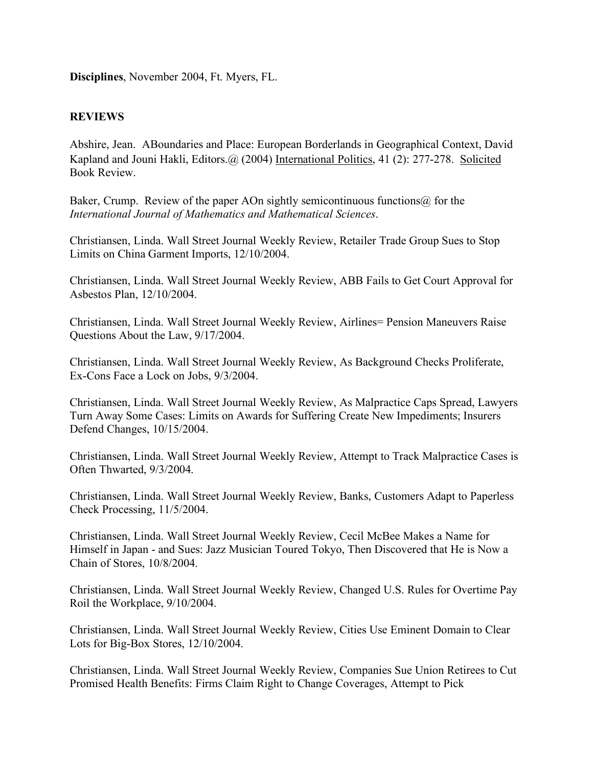**Disciplines**, November 2004, Ft. Myers, FL.

**REVIEWS**

Abshire, Jean. ABoundaries and Place: European Borderlands in Geographical Context, David Kapland and Jouni Hakli, Editors.@ (2004) International Politics, 41 (2): 277-278. Solicited Book Review.

Baker, Crump. Review of the paper AOn sightly semicontinuous functions@ for the *International Journal of Mathematics and Mathematical Sciences*.

Christiansen, Linda. Wall Street Journal Weekly Review, Retailer Trade Group Sues to Stop Limits on China Garment Imports, 12/10/2004.

Christiansen, Linda. Wall Street Journal Weekly Review, ABB Fails to Get Court Approval for Asbestos Plan, 12/10/2004.

Christiansen, Linda. Wall Street Journal Weekly Review, Airlines= Pension Maneuvers Raise Questions About the Law, 9/17/2004.

Christiansen, Linda. Wall Street Journal Weekly Review, As Background Checks Proliferate, Ex-Cons Face a Lock on Jobs, 9/3/2004.

Christiansen, Linda. Wall Street Journal Weekly Review, As Malpractice Caps Spread, Lawyers Turn Away Some Cases: Limits on Awards for Suffering Create New Impediments; Insurers Defend Changes, 10/15/2004.

Christiansen, Linda. Wall Street Journal Weekly Review, Attempt to Track Malpractice Cases is Often Thwarted, 9/3/2004.

Christiansen, Linda. Wall Street Journal Weekly Review, Banks, Customers Adapt to Paperless Check Processing, 11/5/2004.

Christiansen, Linda. Wall Street Journal Weekly Review, Cecil McBee Makes a Name for Himself in Japan - and Sues: Jazz Musician Toured Tokyo, Then Discovered that He is Now a Chain of Stores, 10/8/2004.

Christiansen, Linda. Wall Street Journal Weekly Review, Changed U.S. Rules for Overtime Pay Roil the Workplace, 9/10/2004.

Christiansen, Linda. Wall Street Journal Weekly Review, Cities Use Eminent Domain to Clear Lots for Big-Box Stores, 12/10/2004.

Christiansen, Linda. Wall Street Journal Weekly Review, Companies Sue Union Retirees to Cut Promised Health Benefits: Firms Claim Right to Change Coverages, Attempt to Pick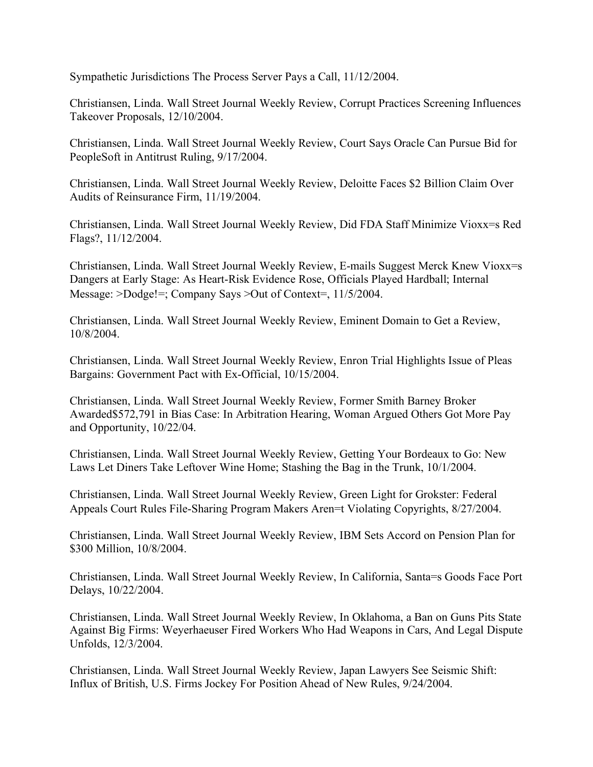Sympathetic Jurisdictions The Process Server Pays a Call, 11/12/2004.

Christiansen, Linda. Wall Street Journal Weekly Review, Corrupt Practices Screening Influences Takeover Proposals, 12/10/2004.

Christiansen, Linda. Wall Street Journal Weekly Review, Court Says Oracle Can Pursue Bid for PeopleSoft in Antitrust Ruling, 9/17/2004.

Christiansen, Linda. Wall Street Journal Weekly Review, Deloitte Faces $2 Billion Claim Over Audits of Reinsurance Firm, 11/19/2004.

Christiansen, Linda. Wall Street Journal Weekly Review, Did FDA Staff Minimize Vioxx=s Red Flags?, 11/12/2004.

Christiansen, Linda. Wall Street Journal Weekly Review, E-mails Suggest Merck Knew Vioxx=s Dangers at Early Stage: As Heart-Risk Evidence Rose, Officials Played Hardball; Internal Message: >Dodge!=; Company Says >Out of Context=, 11/5/2004.

Christiansen, Linda. Wall Street Journal Weekly Review, Eminent Domain to Get a Review, 10/8/2004.

Christiansen, Linda. Wall Street Journal Weekly Review, Enron Trial Highlights Issue of Pleas Bargains: Government Pact with Ex-Official, 10/15/2004.

Christiansen, Linda. Wall Street Journal Weekly Review, Former Smith Barney Broker Awarded$572,791 in Bias Case: In Arbitration Hearing, Woman Argued Others Got More Pay and Opportunity, 10/22/04.

Christiansen, Linda. Wall Street Journal Weekly Review, Getting Your Bordeaux to Go: New Laws Let Diners Take Leftover Wine Home; Stashing the Bag in the Trunk, 10/1/2004.

Christiansen, Linda. Wall Street Journal Weekly Review, Green Light for Grokster: Federal Appeals Court Rules File-Sharing Program Makers Aren=t Violating Copyrights, 8/27/2004.

Christiansen, Linda. Wall Street Journal Weekly Review, IBM Sets Accord on Pension Plan for $300 Million, 10/8/2004.

Christiansen, Linda. Wall Street Journal Weekly Review, In California, Santa=s Goods Face Port Delays, 10/22/2004.

Christiansen, Linda. Wall Street Journal Weekly Review, In Oklahoma, a Ban on Guns Pits State Against Big Firms: Weyerhaeuser Fired Workers Who Had Weapons in Cars, And Legal Dispute Unfolds, 12/3/2004.

Christiansen, Linda. Wall Street Journal Weekly Review, Japan Lawyers See Seismic Shift: Influx of British, U.S. Firms Jockey For Position Ahead of New Rules, 9/24/2004.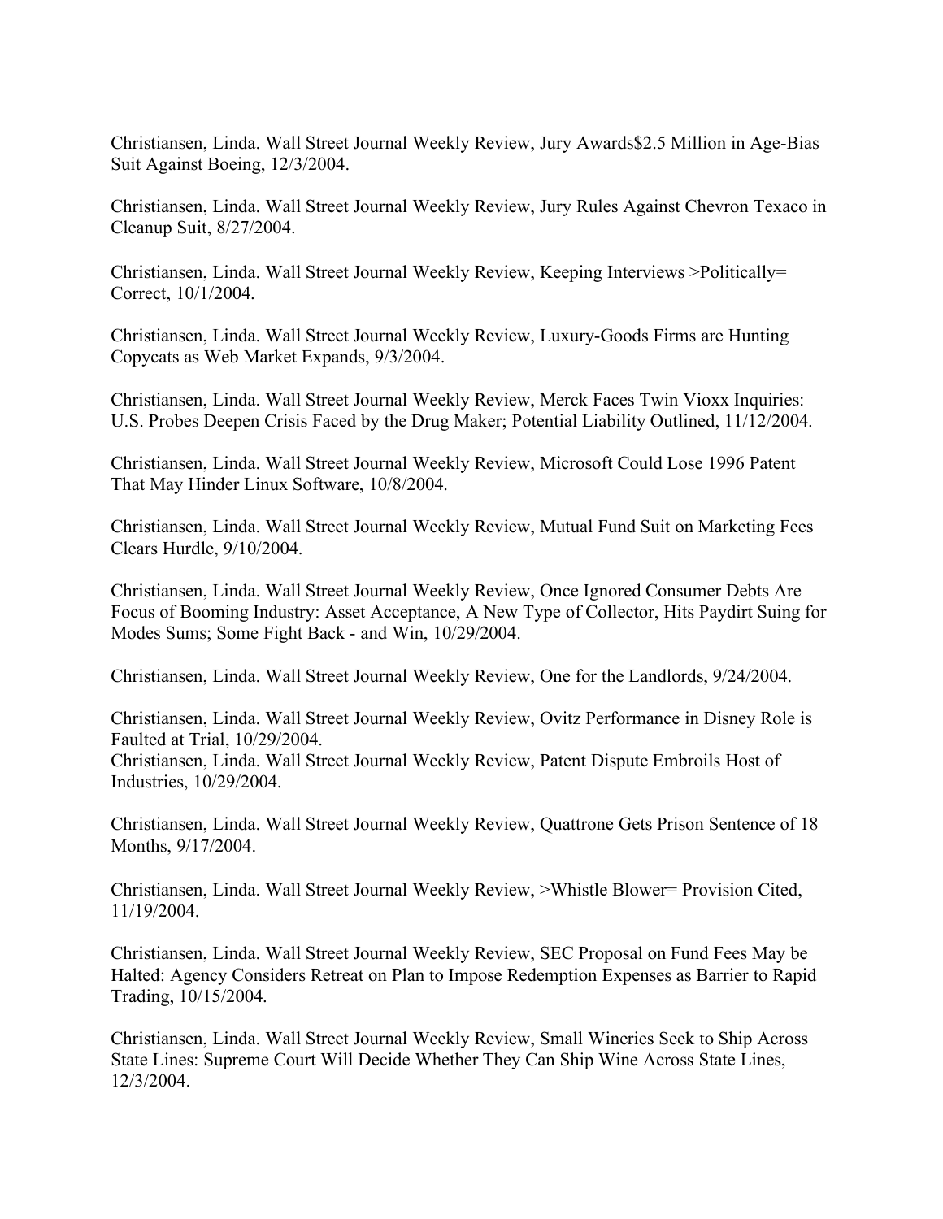Christiansen, Linda. Wall Street Journal Weekly Review, Jury Awards$2.5 Million in Age-Bias Suit Against Boeing, 12/3/2004.

Christiansen, Linda. Wall Street Journal Weekly Review, Jury Rules Against Chevron Texaco in Cleanup Suit, 8/27/2004.

Christiansen, Linda. Wall Street Journal Weekly Review, Keeping Interviews >Politically= Correct, 10/1/2004.

Christiansen, Linda. Wall Street Journal Weekly Review, Luxury-Goods Firms are Hunting Copycats as Web Market Expands, 9/3/2004.

Christiansen, Linda. Wall Street Journal Weekly Review, Merck Faces Twin Vioxx Inquiries: U.S. Probes Deepen Crisis Faced by the Drug Maker; Potential Liability Outlined, 11/12/2004.

Christiansen, Linda. Wall Street Journal Weekly Review, Microsoft Could Lose 1996 Patent That May Hinder Linux Software, 10/8/2004.

Christiansen, Linda. Wall Street Journal Weekly Review, Mutual Fund Suit on Marketing Fees Clears Hurdle, 9/10/2004.

Christiansen, Linda. Wall Street Journal Weekly Review, Once Ignored Consumer Debts Are Focus of Booming Industry: Asset Acceptance, A New Type of Collector, Hits Paydirt Suing for Modes Sums; Some Fight Back - and Win, 10/29/2004.

Christiansen, Linda. Wall Street Journal Weekly Review, One for the Landlords, 9/24/2004.

Christiansen, Linda. Wall Street Journal Weekly Review, Ovitz Performance in Disney Role is Faulted at Trial, 10/29/2004.

Christiansen, Linda. Wall Street Journal Weekly Review, Patent Dispute Embroils Host of Industries, 10/29/2004.

Christiansen, Linda. Wall Street Journal Weekly Review, Quattrone Gets Prison Sentence of 18 Months, 9/17/2004.

Christiansen, Linda. Wall Street Journal Weekly Review, >Whistle Blower= Provision Cited, 11/19/2004.

Christiansen, Linda. Wall Street Journal Weekly Review, SEC Proposal on Fund Fees May be Halted: Agency Considers Retreat on Plan to Impose Redemption Expenses as Barrier to Rapid Trading, 10/15/2004.

Christiansen, Linda. Wall Street Journal Weekly Review, Small Wineries Seek to Ship Across State Lines: Supreme Court Will Decide Whether They Can Ship Wine Across State Lines, 12/3/2004.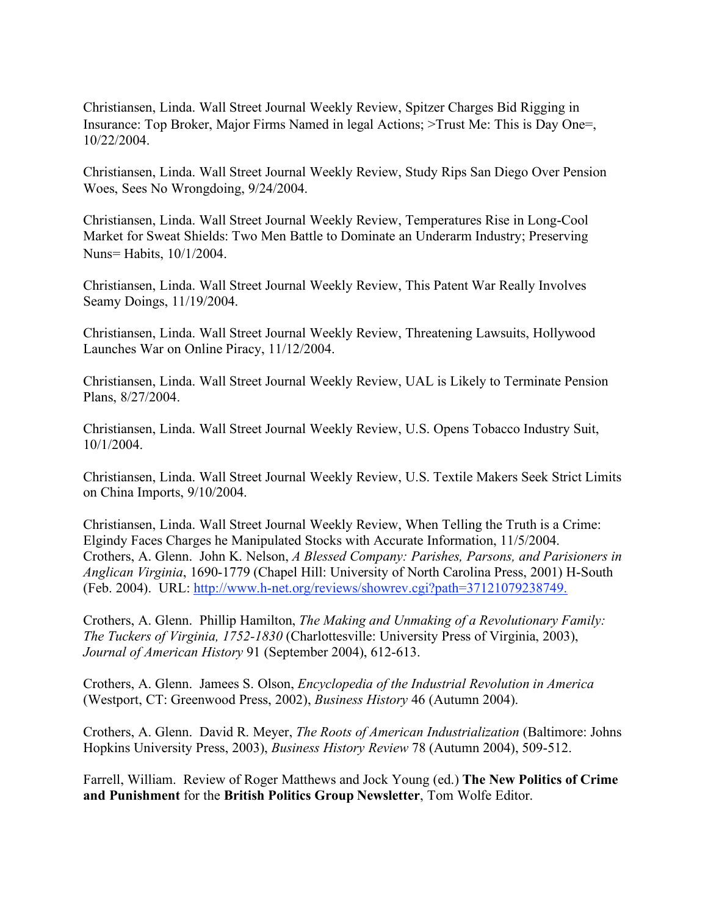Christiansen, Linda. Wall Street Journal Weekly Review, Spitzer Charges Bid Rigging in Insurance: Top Broker, Major Firms Named in legal Actions; >Trust Me: This is Day One=, 10/22/2004.

Christiansen, Linda. Wall Street Journal Weekly Review, Study Rips San Diego Over Pension Woes, Sees No Wrongdoing, 9/24/2004.

Christiansen, Linda. Wall Street Journal Weekly Review, Temperatures Rise in Long-Cool Market for Sweat Shields: Two Men Battle to Dominate an Underarm Industry; Preserving Nuns= Habits, 10/1/2004.

Christiansen, Linda. Wall Street Journal Weekly Review, This Patent War Really Involves Seamy Doings, 11/19/2004.

Christiansen, Linda. Wall Street Journal Weekly Review, Threatening Lawsuits, Hollywood Launches War on Online Piracy, 11/12/2004.

Christiansen, Linda. Wall Street Journal Weekly Review, UAL is Likely to Terminate Pension Plans, 8/27/2004.

Christiansen, Linda. Wall Street Journal Weekly Review, U.S. Opens Tobacco Industry Suit, 10/1/2004.

Christiansen, Linda. Wall Street Journal Weekly Review, U.S. Textile Makers Seek Strict Limits on China Imports, 9/10/2004.

Christiansen, Linda. Wall Street Journal Weekly Review, When Telling the Truth is a Crime: Elgindy Faces Charges he Manipulated Stocks with Accurate Information, 11/5/2004.
Crothers, A. Glenn. John K. Nelson, *A Blessed Company: Parishes, Parsons, and Parisioners in Anglican Virginia*, 1690-1779 (Chapel Hill: University of North Carolina Press, 2001) H-South (Feb. 2004). URL: http://www.h-net.org/reviews/showrev.cgi?path=37121079238749.

Crothers, A. Glenn. Phillip Hamilton, *The Making and Unmaking of a Revolutionary Family: The Tuckers of Virginia, 1752-1830* (Charlottesville: University Press of Virginia, 2003), *Journal of American History* 91 (September 2004), 612-613.

Crothers, A. Glenn. Jamees S. Olson, *Encyclopedia of the Industrial Revolution in America* (Westport, CT: Greenwood Press, 2002), *Business History* 46 (Autumn 2004).

Crothers, A. Glenn. David R. Meyer, *The Roots of American Industrialization* (Baltimore: Johns Hopkins University Press, 2003), *Business History Review* 78 (Autumn 2004), 509-512.

Farrell, William. Review of Roger Matthews and Jock Young (ed.) **The New Politics of Crime and Punishment** for the **British Politics Group Newsletter**, Tom Wolfe Editor.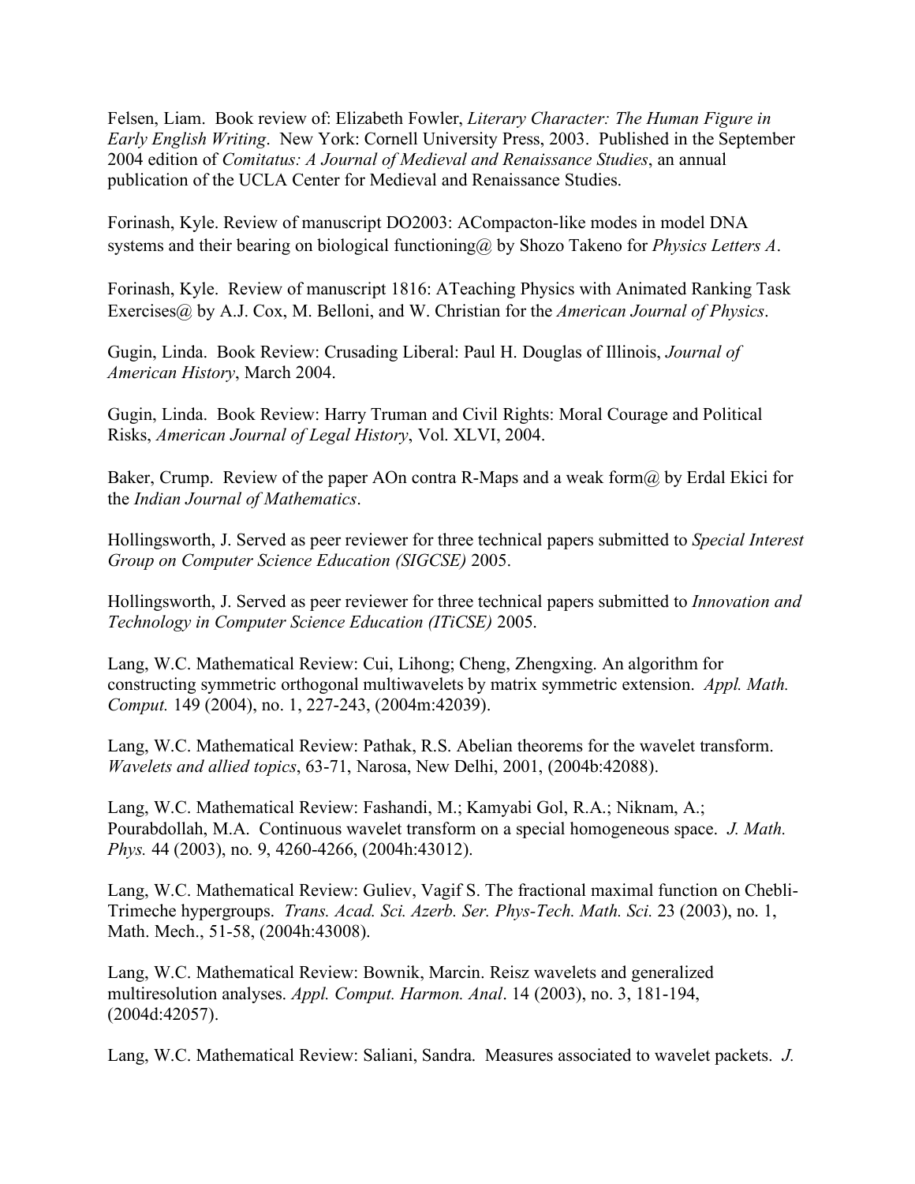Felsen, Liam. Book review of: Elizabeth Fowler, *Literary Character: The Human Figure in Early English Writing*. New York: Cornell University Press, 2003. Published in the September 2004 edition of *Comitatus: A Journal of Medieval and Renaissance Studies*, an annual publication of the UCLA Center for Medieval and Renaissance Studies.

Forinash, Kyle. Review of manuscript DO2003: ACompacton-like modes in model DNA systems and their bearing on biological functioning@ by Shozo Takeno for *Physics Letters A*.

Forinash, Kyle. Review of manuscript 1816: ATeaching Physics with Animated Ranking Task Exercises@ by A.J. Cox, M. Belloni, and W. Christian for the *American Journal of Physics*.

Gugin, Linda. Book Review: Crusading Liberal: Paul H. Douglas of Illinois, *Journal of American History*, March 2004.

Gugin, Linda. Book Review: Harry Truman and Civil Rights: Moral Courage and Political Risks, *American Journal of Legal History*, Vol. XLVI, 2004.

Baker, Crump. Review of the paper AOn contra R-Maps and a weak form@ by Erdal Ekici for the *Indian Journal of Mathematics*.

Hollingsworth, J. Served as peer reviewer for three technical papers submitted to *Special Interest Group on Computer Science Education (SIGCSE)* 2005.

Hollingsworth, J. Served as peer reviewer for three technical papers submitted to *Innovation and Technology in Computer Science Education (ITiCSE)* 2005.

Lang, W.C. Mathematical Review: Cui, Lihong; Cheng, Zhengxing. An algorithm for constructing symmetric orthogonal multiwavelets by matrix symmetric extension. *Appl. Math. Comput.* 149 (2004), no. 1, 227-243, (2004m:42039).

Lang, W.C. Mathematical Review: Pathak, R.S. Abelian theorems for the wavelet transform. *Wavelets and allied topics*, 63-71, Narosa, New Delhi, 2001, (2004b:42088).

Lang, W.C. Mathematical Review: Fashandi, M.; Kamyabi Gol, R.A.; Niknam, A.; Pourabdollah, M.A. Continuous wavelet transform on a special homogeneous space. *J. Math. Phys.* 44 (2003), no. 9, 4260-4266, (2004h:43012).

Lang, W.C. Mathematical Review: Guliev, Vagif S. The fractional maximal function on Chebli-Trimeche hypergroups. *Trans. Acad. Sci. Azerb. Ser. Phys-Tech. Math. Sci.* 23 (2003), no. 1, Math. Mech., 51-58, (2004h:43008).

Lang, W.C. Mathematical Review: Bownik, Marcin. Reisz wavelets and generalized multiresolution analyses. *Appl. Comput. Harmon. Anal*. 14 (2003), no. 3, 181-194, (2004d:42057).

Lang, W.C. Mathematical Review: Saliani, Sandra. Measures associated to wavelet packets. *J.*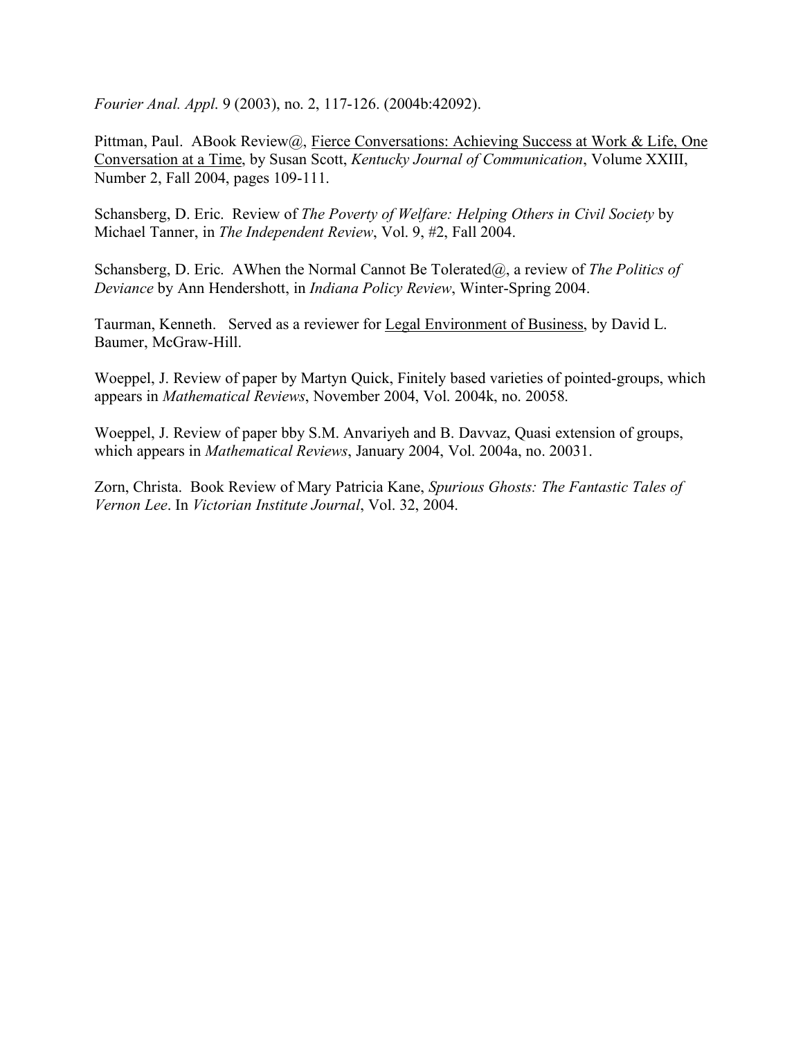*Fourier Anal. Appl*. 9 (2003), no. 2, 117-126. (2004b:42092).

Pittman, Paul. ABook Review@, Fierce Conversations: Achieving Success at Work & Life, One Conversation at a Time, by Susan Scott, *Kentucky Journal of Communication*, Volume XXIII, Number 2, Fall 2004, pages 109-111.

Schansberg, D. Eric. Review of *The Poverty of Welfare: Helping Others in Civil Society* by Michael Tanner, in *The Independent Review*, Vol. 9, #2, Fall 2004.

Schansberg, D. Eric. AWhen the Normal Cannot Be Tolerated@, a review of *The Politics of Deviance* by Ann Hendershott, in *Indiana Policy Review*, Winter-Spring 2004.

Taurman, Kenneth. Served as a reviewer for Legal Environment of Business, by David L. Baumer, McGraw-Hill.

Woeppel, J. Review of paper by Martyn Quick, Finitely based varieties of pointed-groups, which appears in *Mathematical Reviews*, November 2004, Vol. 2004k, no. 20058.

Woeppel, J. Review of paper bby S.M. Anvariyeh and B. Davvaz, Quasi extension of groups, which appears in *Mathematical Reviews*, January 2004, Vol. 2004a, no. 20031.

Zorn, Christa. Book Review of Mary Patricia Kane, *Spurious Ghosts: The Fantastic Tales of Vernon Lee*. In *Victorian Institute Journal*, Vol. 32, 2004.